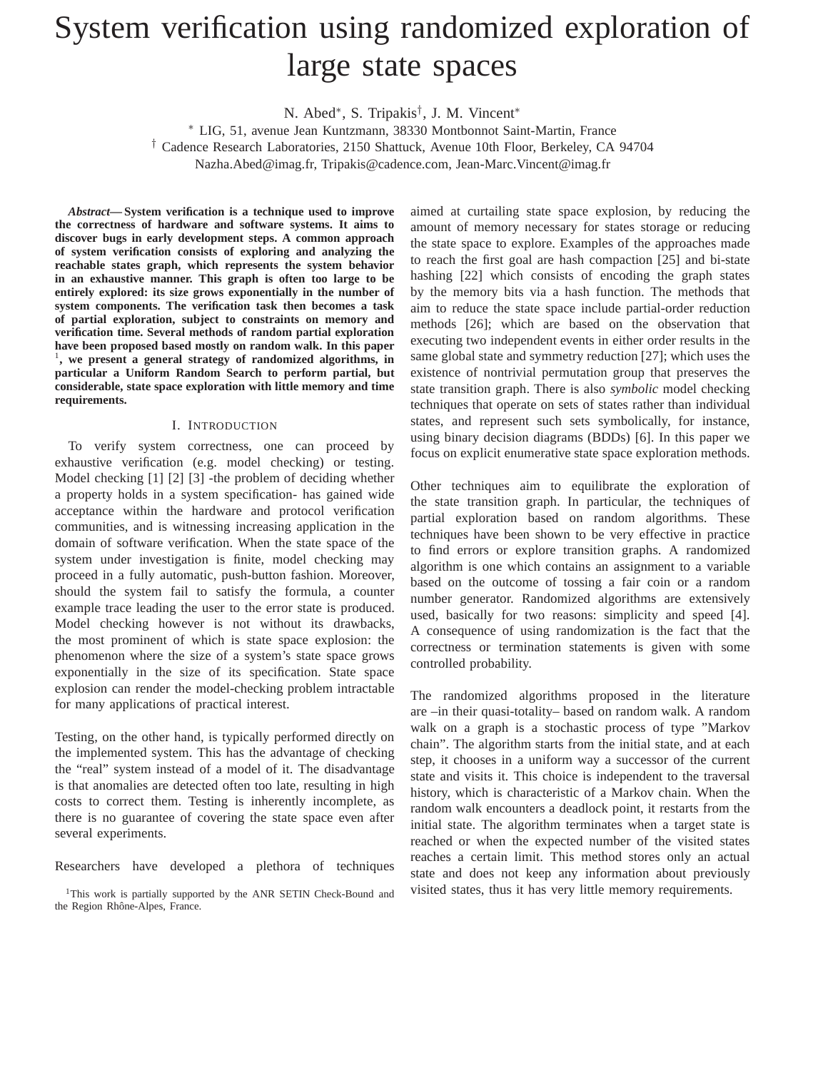# System verification using randomized exploration of large state spaces

N. Abed*, S. Tripakis†, J. M. Vincent*

* LIG, 51, avenue Jean Kuntzmann, 38330 Montbonnot Saint-Martin, France

† Cadence Research Laboratories, 2150 Shattuck, Avenue 10th Floor, Berkeley, CA 94704

Nazha.Abed@imag.fr, Tripakis@cadence.com, Jean-Marc.Vincent@imag.fr

***Abstract*— System verification is a technique used to improve the correctness of hardware and software systems. It aims to discover bugs in early development steps. A common approach of system verification consists of exploring and analyzing the reachable states graph, which represents the system behavior in an exhaustive manner. This graph is often too large to be entirely explored: its size grows exponentially in the number of system components. The verification task then becomes a task of partial exploration, subject to constraints on memory and verification time. Several methods of random partial exploration have been proposed based mostly on random walk. In this paper [1], we present a general strategy of randomized algorithms, in particular a Uniform Random Search to perform partial, but considerable, state space exploration with little memory and time requirements.**

## I. Introduction

To verify system correctness, one can proceed by exhaustive verification (e.g. model checking) or testing. Model checking [1] [2] [3] -the problem of deciding whether a property holds in a system specification- has gained wide acceptance within the hardware and protocol verification communities, and is witnessing increasing application in the domain of software verification. When the state space of the system under investigation is finite, model checking may proceed in a fully automatic, push-button fashion. Moreover, should the system fail to satisfy the formula, a counter example trace leading the user to the error state is produced. Model checking however is not without its drawbacks, the most prominent of which is state space explosion: the phenomenon where the size of a system's state space grows exponentially in the size of its specification. State space explosion can render the model-checking problem intractable for many applications of practical interest.

Testing, on the other hand, is typically performed directly on the implemented system. This has the advantage of checking the "real" system instead of a model of it. The disadvantage is that anomalies are detected often too late, resulting in high costs to correct them. Testing is inherently incomplete, as there is no guarantee of covering the state space even after several experiments.

Researchers have developed a plethora of techniques aimed at curtailing state space explosion, by reducing the amount of memory necessary for states storage or reducing the state space to explore. Examples of the approaches made to reach the first goal are hash compaction [25] and bi-state hashing [22] which consists of encoding the graph states by the memory bits via a hash function. The methods that aim to reduce the state space include partial-order reduction methods [26]; which are based on the observation that executing two independent events in either order results in the same global state and symmetry reduction [27]; which uses the existence of nontrivial permutation group that preserves the state transition graph. There is also *symbolic* model checking techniques that operate on sets of states rather than individual states, and represent such sets symbolically, for instance, using binary decision diagrams (BDDs) [6]. In this paper we focus on explicit enumerative state space exploration methods.

Other techniques aim to equilibrate the exploration of the state transition graph. In particular, the techniques of partial exploration based on random algorithms. These techniques have been shown to be very effective in practice to find errors or explore transition graphs. A randomized algorithm is one which contains an assignment to a variable based on the outcome of tossing a fair coin or a random number generator. Randomized algorithms are extensively used, basically for two reasons: simplicity and speed [4]. A consequence of using randomization is the fact that the correctness or termination statements is given with some controlled probability.

The randomized algorithms proposed in the literature are –in their quasi-totality– based on random walk. A random walk on a graph is a stochastic process of type "Markov chain". The algorithm starts from the initial state, and at each step, it chooses in a uniform way a successor of the current state and visits it. This choice is independent to the traversal history, which is characteristic of a Markov chain. When the random walk encounters a deadlock point, it restarts from the initial state. The algorithm terminates when a target state is reached or when the expected number of the visited states reaches a certain limit. This method stores only an actual state and does not keep any information about previously visited states, thus it has very little memory requirements.

[1] This work is partially supported by the ANR SETIN Check-Bound and the Region Rhône-Alpes, France.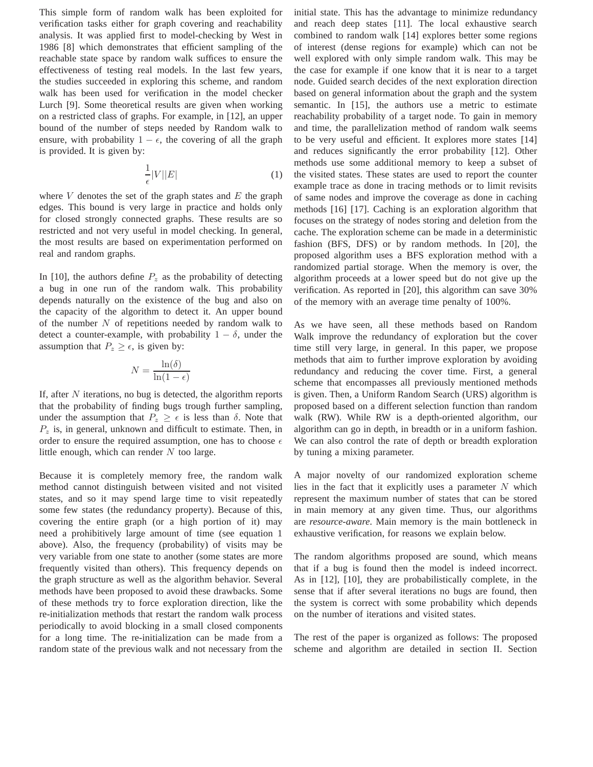This simple form of random walk has been exploited for verification tasks either for graph covering and reachability analysis. It was applied first to model-checking by West in 1986 [8] which demonstrates that efficient sampling of the reachable state space by random walk suffices to ensure the effectiveness of testing real models. In the last few years, the studies succeeded in exploring this scheme, and random walk has been used for verification in the model checker Lurch [9]. Some theoretical results are given when working on a restricted class of graphs. For example, in [12], an upper bound of the number of steps needed by Random walk to ensure, with probability $1 - \epsilon$, the covering of all the graph is provided. It is given by:

$$\frac{1}{\epsilon}|V||E| \tag{1}$$

where $V$ denotes the set of the graph states and $E$ the graph edges. This bound is very large in practice and holds only for closed strongly connected graphs. These results are so restricted and not very useful in model checking. In general, the most results are based on experimentation performed on real and random graphs.

In [10], the authors define $P_z$ as the probability of detecting a bug in one run of the random walk. This probability depends naturally on the existence of the bug and also on the capacity of the algorithm to detect it. An upper bound of the number $N$ of repetitions needed by random walk to detect a counter-example, with probability $1 - \delta$, under the assumption that $P_z \geq \epsilon$, is given by:

$$N = \frac{\ln(\delta)}{\ln(1-\epsilon)}$$

If, after $N$ iterations, no bug is detected, the algorithm reports that the probability of finding bugs trough further sampling, under the assumption that $P_z \geq \epsilon$ is less than $\delta$. Note that $P_z$ is, in general, unknown and difficult to estimate. Then, in order to ensure the required assumption, one has to choose $\epsilon$ little enough, which can render $N$ too large.

Because it is completely memory free, the random walk method cannot distinguish between visited and not visited states, and so it may spend large time to visit repeatedly some few states (the redundancy property). Because of this, covering the entire graph (or a high portion of it) may need a prohibitively large amount of time (see equation 1 above). Also, the frequency (probability) of visits may be very variable from one state to another (some states are more frequently visited than others). This frequency depends on the graph structure as well as the algorithm behavior. Several methods have been proposed to avoid these drawbacks. Some of these methods try to force exploration direction, like the re-initialization methods that restart the random walk process periodically to avoid blocking in a small closed components for a long time. The re-initialization can be made from a random state of the previous walk and not necessary from the initial state. This has the advantage to minimize redundancy and reach deep states [11]. The local exhaustive search combined to random walk [14] explores better some regions of interest (dense regions for example) which can not be well explored with only simple random walk. This may be the case for example if one know that it is near to a target node. Guided search decides of the next exploration direction based on general information about the graph and the system semantic. In [15], the authors use a metric to estimate reachability probability of a target node. To gain in memory and time, the parallelization method of random walk seems to be very useful and efficient. It explores more states [14] and reduces significantly the error probability [12]. Other methods use some additional memory to keep a subset of the visited states. These states are used to report the counter example trace as done in tracing methods or to limit revisits of same nodes and improve the coverage as done in caching methods [16] [17]. Caching is an exploration algorithm that focuses on the strategy of nodes storing and deletion from the cache. The exploration scheme can be made in a deterministic fashion (BFS, DFS) or by random methods. In [20], the proposed algorithm uses a BFS exploration method with a randomized partial storage. When the memory is over, the algorithm proceeds at a lower speed but do not give up the verification. As reported in [20], this algorithm can save 30% of the memory with an average time penalty of 100%.

As we have seen, all these methods based on Random Walk improve the redundancy of exploration but the cover time still very large, in general. In this paper, we propose methods that aim to further improve exploration by avoiding redundancy and reducing the cover time. First, a general scheme that encompasses all previously mentioned methods is given. Then, a Uniform Random Search (URS) algorithm is proposed based on a different selection function than random walk (RW). While RW is a depth-oriented algorithm, our algorithm can go in depth, in breadth or in a uniform fashion. We can also control the rate of depth or breadth exploration by tuning a mixing parameter.

A major novelty of our randomized exploration scheme lies in the fact that it explicitly uses a parameter $N$ which represent the maximum number of states that can be stored in main memory at any given time. Thus, our algorithms are *resource-aware*. Main memory is the main bottleneck in exhaustive verification, for reasons we explain below.

The random algorithms proposed are sound, which means that if a bug is found then the model is indeed incorrect. As in [12], [10], they are probabilistically complete, in the sense that if after several iterations no bugs are found, then the system is correct with some probability which depends on the number of iterations and visited states.

The rest of the paper is organized as follows: The proposed scheme and algorithm are detailed in section II. Section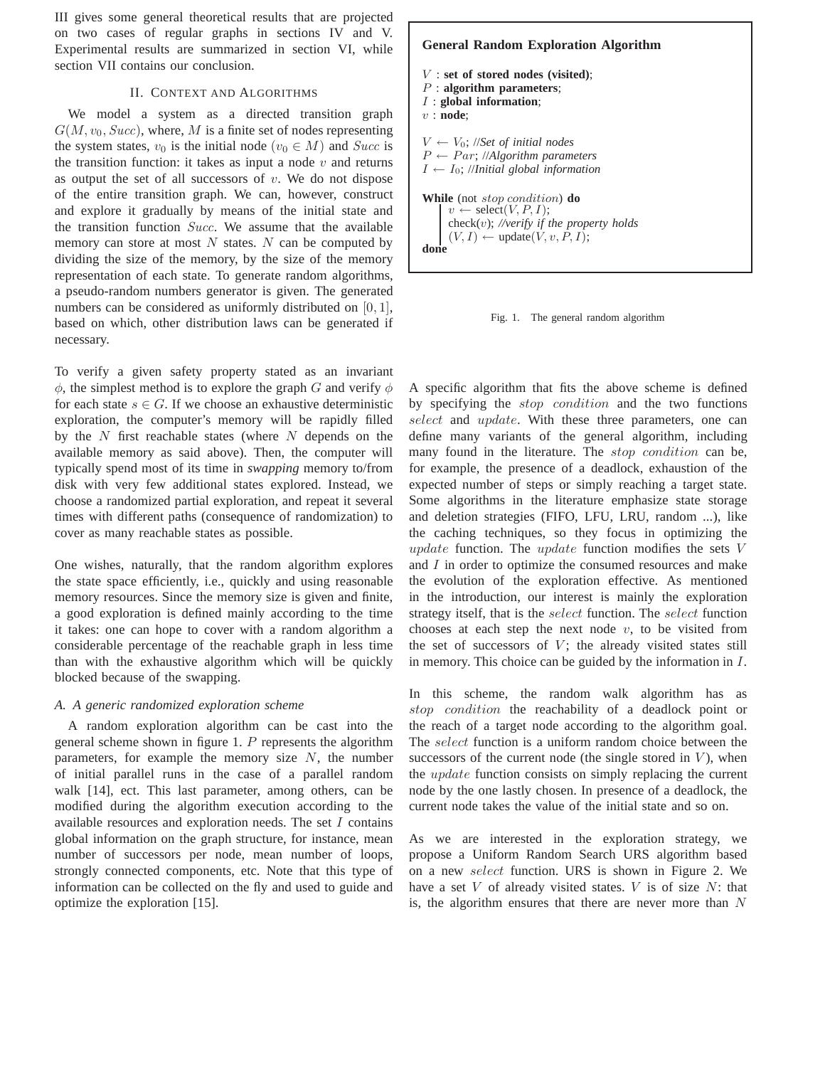III gives some general theoretical results that are projected on two cases of regular graphs in sections IV and V. Experimental results are summarized in section VI, while section VII contains our conclusion.

## II. Context and Algorithms

We model a system as a directed transition graph $G(M, v_0, Succ)$, where, $M$ is a finite set of nodes representing the system states, $v_0$ is the initial node ($v_0 \in M$) and $Succ$ is the transition function: it takes as input a node $v$ and returns as output the set of all successors of $v$. We do not dispose of the entire transition graph. We can, however, construct and explore it gradually by means of the initial state and the transition function $Succ$. We assume that the available memory can store at most $N$ states. $N$ can be computed by dividing the size of the memory, by the size of the memory representation of each state. To generate random algorithms, a pseudo-random numbers generator is given. The generated numbers can be considered as uniformly distributed on $[0, 1]$, based on which, other distribution laws can be generated if necessary.

To verify a given safety property stated as an invariant $\phi$, the simplest method is to explore the graph $G$ and verify $\phi$ for each state $s \in G$. If we choose an exhaustive deterministic exploration, the computer's memory will be rapidly filled by the $N$ first reachable states (where $N$ depends on the available memory as said above). Then, the computer will typically spend most of its time in *swapping* memory to/from disk with very few additional states explored. Instead, we choose a randomized partial exploration, and repeat it several times with different paths (consequence of randomization) to cover as many reachable states as possible.

One wishes, naturally, that the random algorithm explores the state space efficiently, i.e., quickly and using reasonable memory resources. Since the memory size is given and finite, a good exploration is defined mainly according to the time it takes: one can hope to cover with a random algorithm a considerable percentage of the reachable graph in less time than with the exhaustive algorithm which will be quickly blocked because of the swapping.

### A. A generic randomized exploration scheme

A random exploration algorithm can be cast into the general scheme shown in figure 1. $P$ represents the algorithm parameters, for example the memory size $N$, the number of initial parallel runs in the case of a parallel random walk [14], ect. This last parameter, among others, can be modified during the algorithm execution according to the available resources and exploration needs. The set $I$ contains global information on the graph structure, for instance, mean number of successors per node, mean number of loops, strongly connected components, etc. Note that this type of information can be collected on the fly and used to guide and optimize the exploration [15].

**General Random Exploration Algorithm**

$V$ : **set of stored nodes (visited)**;
$P$ : **algorithm parameters**;
$I$ : **global information**;
$v$ : **node**;

$V \leftarrow V_0$; //*Set of initial nodes*
$P \leftarrow Par$; //*Algorithm parameters*
$I \leftarrow I_0$; //*Initial global information*

**While** (not $stop\ condition$) **do**
  $v \leftarrow$ select$(V, P, I)$;
  check$(v)$; *//verify if the property holds*
  $(V, I) \leftarrow$ update$(V, v, P, I)$;
**done**

Fig. 1. The general random algorithm

A specific algorithm that fits the above scheme is defined by specifying the $stop\ condition$ and the two functions $select$ and $update$. With these three parameters, one can define many variants of the general algorithm, including many found in the literature. The $stop\ condition$ can be, for example, the presence of a deadlock, exhaustion of the expected number of steps or simply reaching a target state. Some algorithms in the literature emphasize state storage and deletion strategies (FIFO, LFU, LRU, random ...), like the caching techniques, so they focus in optimizing the $update$ function. The $update$ function modifies the sets $V$ and $I$ in order to optimize the consumed resources and make the evolution of the exploration effective. As mentioned in the introduction, our interest is mainly the exploration strategy itself, that is the $select$ function. The $select$ function chooses at each step the next node $v$, to be visited from the set of successors of $V$; the already visited states still in memory. This choice can be guided by the information in $I$.

In this scheme, the random walk algorithm has as $stop\ condition$ the reachability of a deadlock point or the reach of a target node according to the algorithm goal. The $select$ function is a uniform random choice between the successors of the current node (the single stored in $V$), when the $update$ function consists on simply replacing the current node by the one lastly chosen. In presence of a deadlock, the current node takes the value of the initial state and so on.

As we are interested in the exploration strategy, we propose a Uniform Random Search URS algorithm based on a new $select$ function. URS is shown in Figure 2. We have a set $V$ of already visited states. $V$ is of size $N$: that is, the algorithm ensures that there are never more than $N$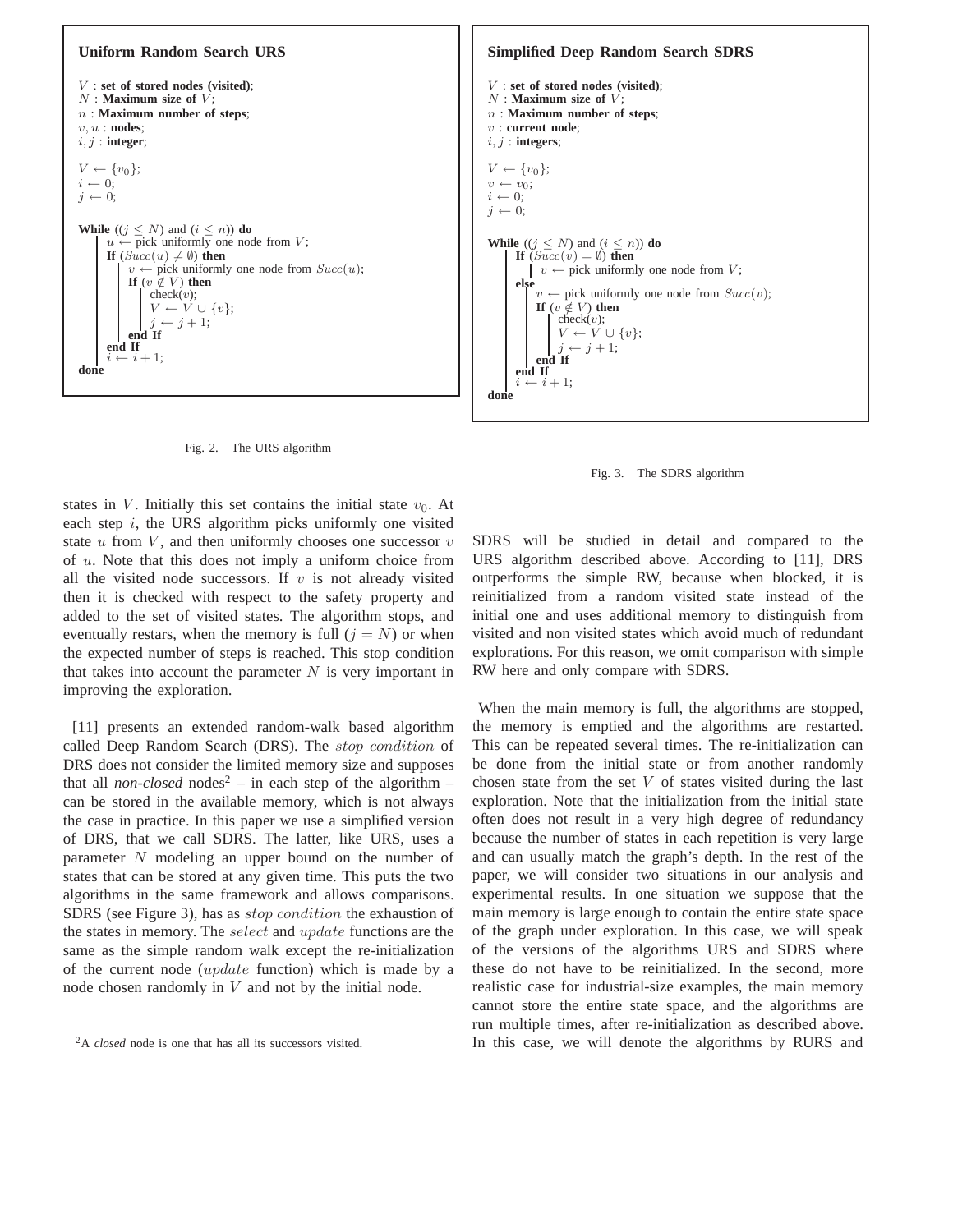**Uniform Random Search URS**

```
V : set of stored nodes (visited);
N : Maximum size of V;
n : Maximum number of steps;
v, u : nodes;
i, j : integer;

V ← {v0};
i ← 0;
j ← 0;

While ((j ≤ N) and (i ≤ n)) do
    u ← pick uniformly one node from V;
    If (Succ(u) ≠ ∅) then
        v ← pick uniformly one node from Succ(u);
        If (v ∉ V) then
            check(v);
            V ← V ∪ {v};
            j ← j + 1;
        end If
    end If
    i ← i + 1;
done
```

Fig. 2. The URS algorithm

**Simplified Deep Random Search SDRS**

```
V : set of stored nodes (visited);
N : Maximum size of V;
n : Maximum number of steps;
v : current node;
i, j : integers;

V ← {v0};
v ← v0;
i ← 0;
j ← 0;

While ((j ≤ N) and (i ≤ n)) do
    If (Succ(v) = ∅) then
        v ← pick uniformly one node from V;
    else
        v ← pick uniformly one node from Succ(v);
        If (v ∉ V) then
            check(v);
            V ← V ∪ {v};
            j ← j + 1;
        end If
    end If
    i ← i + 1;
done
```

Fig. 3. The SDRS algorithm

states in $V$. Initially this set contains the initial state $v_0$. At each step $i$, the URS algorithm picks uniformly one visited state $u$ from $V$, and then uniformly chooses one successor $v$ of $u$. Note that this does not imply a uniform choice from all the visited node successors. If $v$ is not already visited then it is checked with respect to the safety property and added to the set of visited states. The algorithm stops, and eventually restars, when the memory is full ($j = N$) or when the expected number of steps is reached. This stop condition that takes into account the parameter $N$ is very important in improving the exploration.

[11] presents an extended random-walk based algorithm called Deep Random Search (DRS). The $stop\ condition$ of DRS does not consider the limited memory size and supposes that all *non-closed* nodes[2] – in each step of the algorithm – can be stored in the available memory, which is not always the case in practice. In this paper we use a simplified version of DRS, that we call SDRS. The latter, like URS, uses a parameter $N$ modeling an upper bound on the number of states that can be stored at any given time. This puts the two algorithms in the same framework and allows comparisons. SDRS (see Figure 3), has as $stop\ condition$ the exhaustion of the states in memory. The $select$ and $update$ functions are the same as the simple random walk except the re-initialization of the current node ($update$ function) which is made by a node chosen randomly in $V$ and not by the initial node.

[2]A *closed* node is one that has all its successors visited.

SDRS will be studied in detail and compared to the URS algorithm described above. According to [11], DRS outperforms the simple RW, because when blocked, it is reinitialized from a random visited state instead of the initial one and uses additional memory to distinguish from visited and non visited states which avoid much of redundant explorations. For this reason, we omit comparison with simple RW here and only compare with SDRS.

When the main memory is full, the algorithms are stopped, the memory is emptied and the algorithms are restarted. This can be repeated several times. The re-initialization can be done from the initial state or from another randomly chosen state from the set $V$ of states visited during the last exploration. Note that the initialization from the initial state often does not result in a very high degree of redundancy because the number of states in each repetition is very large and can usually match the graph's depth. In the rest of the paper, we will consider two situations in our analysis and experimental results. In one situation we suppose that the main memory is large enough to contain the entire state space of the graph under exploration. In this case, we will speak of the versions of the algorithms URS and SDRS where these do not have to be reinitialized. In the second, more realistic case for industrial-size examples, the main memory cannot store the entire state space, and the algorithms are run multiple times, after re-initialization as described above. In this case, we will denote the algorithms by RURS and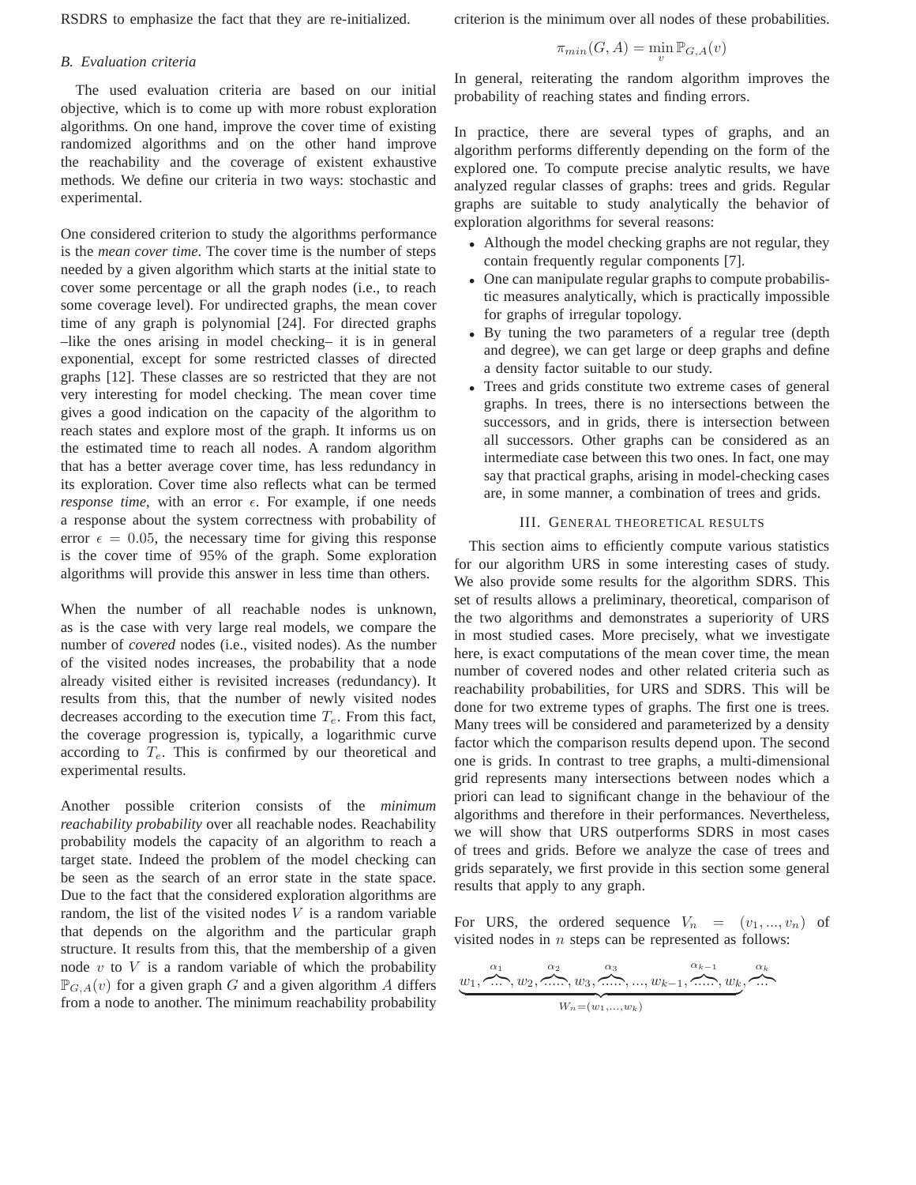RSDRS to emphasize the fact that they are re-initialized.

### B. Evaluation criteria

The used evaluation criteria are based on our initial objective, which is to come up with more robust exploration algorithms. On one hand, improve the cover time of existing randomized algorithms and on the other hand improve the reachability and the coverage of existent exhaustive methods. We define our criteria in two ways: stochastic and experimental.

One considered criterion to study the algorithms performance is the *mean cover time*. The cover time is the number of steps needed by a given algorithm which starts at the initial state to cover some percentage or all the graph nodes (i.e., to reach some coverage level). For undirected graphs, the mean cover time of any graph is polynomial [24]. For directed graphs –like the ones arising in model checking– it is in general exponential, except for some restricted classes of directed graphs [12]. These classes are so restricted that they are not very interesting for model checking. The mean cover time gives a good indication on the capacity of the algorithm to reach states and explore most of the graph. It informs us on the estimated time to reach all nodes. A random algorithm that has a better average cover time, has less redundancy in its exploration. Cover time also reflects what can be termed *response time*, with an error $\epsilon$. For example, if one needs a response about the system correctness with probability of error $\epsilon = 0.05$, the necessary time for giving this response is the cover time of 95% of the graph. Some exploration algorithms will provide this answer in less time than others.

When the number of all reachable nodes is unknown, as is the case with very large real models, we compare the number of *covered* nodes (i.e., visited nodes). As the number of the visited nodes increases, the probability that a node already visited either is revisited increases (redundancy). It results from this, that the number of newly visited nodes decreases according to the execution time $T_e$. From this fact, the coverage progression is, typically, a logarithmic curve according to $T_e$. This is confirmed by our theoretical and experimental results.

Another possible criterion consists of the *minimum reachability probability* over all reachable nodes. Reachability probability models the capacity of an algorithm to reach a target state. Indeed the problem of the model checking can be seen as the search of an error state in the state space. Due to the fact that the considered exploration algorithms are random, the list of the visited nodes $V$ is a random variable that depends on the algorithm and the particular graph structure. It results from this, that the membership of a given node $v$ to $V$ is a random variable of which the probability $\mathbb{P}_{G,A}(v)$ for a given graph $G$ and a given algorithm $A$ differs from a node to another. The minimum reachability probability criterion is the minimum over all nodes of these probabilities.

$$\pi_{min}(G, A) = \min_{v} \mathbb{P}_{G,A}(v)$$

In general, reiterating the random algorithm improves the probability of reaching states and finding errors.

In practice, there are several types of graphs, and an algorithm performs differently depending on the form of the explored one. To compute precise analytic results, we have analyzed regular classes of graphs: trees and grids. Regular graphs are suitable to study analytically the behavior of exploration algorithms for several reasons:

- Although the model checking graphs are not regular, they contain frequently regular components [7].
- One can manipulate regular graphs to compute probabilistic measures analytically, which is practically impossible for graphs of irregular topology.
- By tuning the two parameters of a regular tree (depth and degree), we can get large or deep graphs and define a density factor suitable to our study.
- Trees and grids constitute two extreme cases of general graphs. In trees, there is no intersections between the successors, and in grids, there is intersection between all successors. Other graphs can be considered as an intermediate case between this two ones. In fact, one may say that practical graphs, arising in model-checking cases are, in some manner, a combination of trees and grids.

## III. General theoretical results

This section aims to efficiently compute various statistics for our algorithm URS in some interesting cases of study. We also provide some results for the algorithm SDRS. This set of results allows a preliminary, theoretical, comparison of the two algorithms and demonstrates a superiority of URS in most studied cases. More precisely, what we investigate here, is exact computations of the mean cover time, the mean number of covered nodes and other related criteria such as reachability probabilities, for URS and SDRS. This will be done for two extreme types of graphs. The first one is trees. Many trees will be considered and parameterized by a density factor which the comparison results depend upon. The second one is grids. In contrast to tree graphs, a multi-dimensional grid represents many intersections between nodes which a priori can lead to significant change in the behaviour of the algorithms and therefore in their performances. Nevertheless, we will show that URS outperforms SDRS in most cases of trees and grids. Before we analyze the case of trees and grids separately, we first provide in this section some general results that apply to any graph.

For URS, the ordered sequence $V_n = (v_1, ..., v_n)$ of visited nodes in $n$ steps can be represented as follows:

$$\underbrace{w_1, \overbrace{\cdots}^{\alpha_1}, w_2, \overbrace{\cdots\cdots}^{\alpha_2}, w_3, \overbrace{\cdots\cdots}^{\alpha_3}, ..., w_{k-1}, \overbrace{\cdots\cdots}^{\alpha_{k-1}}, w_k}_{W_n=(w_1,...,w_k)}, \overbrace{\cdots}^{\alpha_k}$$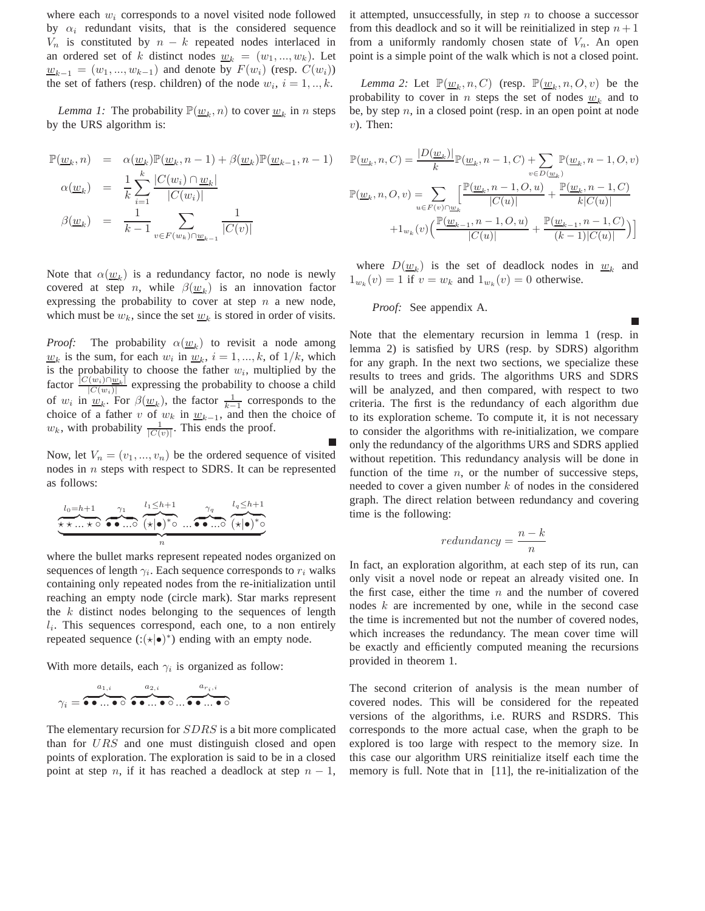where each $w_i$ corresponds to a novel visited node followed by $\alpha_i$ redundant visits, that is the considered sequence $V_n$ is constituted by $n-k$ repeated nodes interlaced in an ordered set of $k$ distinct nodes $\underline{w}_k = (w_1, ..., w_k)$. Let $\underline{w}_{k-1} = (w_1, ..., w_{k-1})$ and denote by $F(w_i)$ (resp. $C(w_i)$) the set of fathers (resp. children) of the node $w_i$, $i = 1, .., k$.

*Lemma 1:* The probability $\mathbb{P}(\underline{w}_k, n)$ to cover $\underline{w}_k$ in $n$ steps by the URS algorithm is:

$$
\begin{aligned}
\mathbb{P}(\underline{w}_k, n) &= \alpha(\underline{w}_k)\mathbb{P}(\underline{w}_k, n-1) + \beta(\underline{w}_k)\mathbb{P}(\underline{w}_{k-1}, n-1) \\
\alpha(\underline{w}_k) &= \frac{1}{k}\sum_{i=1}^{k}\frac{|C(w_i)\cap \underline{w}_k|}{|C(w_i)|} \\
\beta(\underline{w}_k) &= \frac{1}{k-1}\sum_{v\in F(w_k)\cap \underline{w}_{k-1}}\frac{1}{|C(v)|}
\end{aligned}
$$

Note that $\alpha(\underline{w}_k)$ is a redundancy factor, no node is newly covered at step $n$, while $\beta(\underline{w}_k)$ is an innovation factor expressing the probability to cover at step $n$ a new node, which must be $w_k$, since the set $\underline{w}_k$ is stored in order of visits.

*Proof:* The probability $\alpha(\underline{w}_k)$ to revisit a node among $\underline{w}_k$ is the sum, for each $w_i$ in $\underline{w}_k$, $i = 1, ..., k$, of $1/k$, which is the probability to choose the father $w_i$, multiplied by the factor $\frac{|C(w_i)\cap \underline{w}_k|}{|C(w_i)|}$ expressing the probability to choose a child of $w_i$ in $\underline{w}_k$. For $\beta(\underline{w}_k)$, the factor $\frac{1}{k-1}$ corresponds to the choice of a father $v$ of $w_k$ in $\underline{w}_{k-1}$, and then the choice of $w_k$, with probability $\frac{1}{|C(v)|}$. This ends the proof. ■

Now, let $V_n = (v_1, ..., v_n)$ be the ordered sequence of visited nodes in $n$ steps with respect to SDRS. It can be represented as follows:

$$
\underbrace{\overbrace{\star\star\ldots\star\circ}^{l_0=h+1}\ \overbrace{\bullet\bullet\ldots\circ}^{\gamma_1}\ \overbrace{(\star|\bullet)^*\circ}^{l_1\leq h+1}\ \ldots\ \overbrace{\bullet\bullet\ldots\circ}^{\gamma_q}\ \overbrace{(\star|\bullet)^*\circ}^{l_q\leq h+1}}_{n}
$$

where the bullet marks represent repeated nodes organized on sequences of length $\gamma_i$. Each sequence corresponds to $r_i$ walks containing only repeated nodes from the re-initialization until reaching an empty node (circle mark). Star marks represent the $k$ distinct nodes belonging to the sequences of length $l_i$. This sequences correspond, each one, to a non entirely repeated sequence (:$(\star|\bullet)^*$) ending with an empty node.

With more details, each $\gamma_i$ is organized as follow:

$$
\gamma_i = \overbrace{\bullet\bullet\ldots\bullet\circ}^{a_{1,i}}\ \overbrace{\bullet\bullet\ldots\bullet\circ}^{a_{2,i}}\ldots\overbrace{\bullet\bullet\ldots\bullet\circ}^{a_{r_i,i}}
$$

The elementary recursion for $SDRS$ is a bit more complicated than for $URS$ and one must distinguish closed and open points of exploration. The exploration is said to be in a closed point at step $n$, if it has reached a deadlock at step $n-1$, it attempted, unsuccessfully, in step $n$ to choose a successor from this deadlock and so it will be reinitialized in step $n+1$ from a uniformly randomly chosen state of $V_n$. An open point is a simple point of the walk which is not a closed point.

*Lemma 2:* Let $\mathbb{P}(\underline{w}_k, n, C)$ (resp. $\mathbb{P}(\underline{w}_k, n, O, v)$ be the probability to cover in $n$ steps the set of nodes $\underline{w}_k$ and to be, by step $n$, in a closed point (resp. in an open point at node $v$). Then:

$$
\mathbb{P}(\underline{w}_k, n, C) = \frac{|D(\underline{w}_k)|}{k}\mathbb{P}(\underline{w}_k, n-1, C) + \sum_{v\in D(\underline{w}_k)}\mathbb{P}(\underline{w}_k, n-1, O, v)
$$

$$
\mathbb{P}(\underline{w}_k, n, O, v) = \sum_{u\in F(v)\cap \underline{w}_k}\Big[\frac{\mathbb{P}(\underline{w}_k, n-1, O, u)}{|C(u)|} + \frac{\mathbb{P}(\underline{w}_k, n-1, C)}{k|C(u)|} + 1_{w_k}(v)\Big(\frac{\mathbb{P}(\underline{w}_{k-1}, n-1, O, u)}{|C(u)|} + \frac{\mathbb{P}(\underline{w}_{k-1}, n-1, C)}{(k-1)|C(u)|}\Big)\Big]
$$

where $D(\underline{w}_k)$ is the set of deadlock nodes in $\underline{w}_k$ and $1_{w_k}(v) = 1$ if $v = w_k$ and $1_{w_k}(v) = 0$ otherwise.

*Proof:* See appendix A. ■

Note that the elementary recursion in lemma 1 (resp. in lemma 2) is satisfied by URS (resp. by SDRS) algorithm for any graph. In the next two sections, we specialize these results to trees and grids. The algorithms URS and SDRS will be analyzed, and then compared, with respect to two criteria. The first is the redundancy of each algorithm due to its exploration scheme. To compute it, it is not necessary to consider the algorithms with re-initialization, we compare only the redundancy of the algorithms URS and SDRS applied without repetition. This redundancy analysis will be done in function of the time $n$, or the number of successive steps, needed to cover a given number $k$ of nodes in the considered graph. The direct relation between redundancy and covering time is the following:

$$
redundancy = \frac{n-k}{n}
$$

In fact, an exploration algorithm, at each step of its run, can only visit a novel node or repeat an already visited one. In the first case, either the time $n$ and the number of covered nodes $k$ are incremented by one, while in the second case the time is incremented but not the number of covered nodes, which increases the redundancy. The mean cover time will be exactly and efficiently computed meaning the recursions provided in theorem 1.

The second criterion of analysis is the mean number of covered nodes. This will be considered for the repeated versions of the algorithms, i.e. RURS and RSDRS. This corresponds to the more actual case, when the graph to be explored is too large with respect to the memory size. In this case our algorithm URS reinitialize itself each time the memory is full. Note that in [11], the re-initialization of the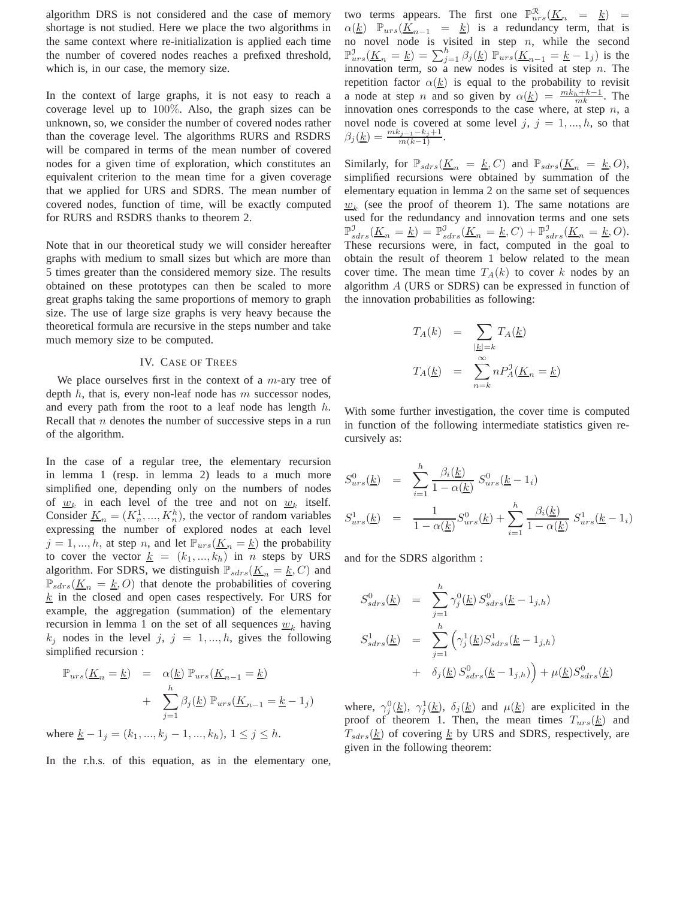algorithm DRS is not considered and the case of memory shortage is not studied. Here we place the two algorithms in the same context where re-initialization is applied each time the number of covered nodes reaches a prefixed threshold, which is, in our case, the memory size.

In the context of large graphs, it is not easy to reach a coverage level up to 100%. Also, the graph sizes can be unknown, so, we consider the number of covered nodes rather than the coverage level. The algorithms RURS and RSDRS will be compared in terms of the mean number of covered nodes for a given time of exploration, which constitutes an equivalent criterion to the mean time for a given coverage that we applied for URS and SDRS. The mean number of covered nodes, function of time, will be exactly computed for RURS and RSDRS thanks to theorem 2.

Note that in our theoretical study we will consider hereafter graphs with medium to small sizes but which are more than 5 times greater than the considered memory size. The results obtained on these prototypes can then be scaled to more great graphs taking the same proportions of memory to graph size. The use of large size graphs is very heavy because the theoretical formula are recursive in the steps number and take much memory size to be computed.

## IV. Case of Trees

We place ourselves first in the context of a $m$-ary tree of depth $h$, that is, every non-leaf node has $m$ successor nodes, and every path from the root to a leaf node has length $h$. Recall that $n$ denotes the number of successive steps in a run of the algorithm.

In the case of a regular tree, the elementary recursion in lemma 1 (resp. in lemma 2) leads to a much more simplified one, depending only on the numbers of nodes of $\underline{w}_k$ in each level of the tree and not on $\underline{w}_k$ itself. Consider $\underline{K}_n = (K_n^1, ..., K_n^h)$, the vector of random variables expressing the number of explored nodes at each level $j = 1, ..., h$, at step $n$, and let $\mathbb{P}_{urs}(\underline{K}_n = \underline{k})$ the probability to cover the vector $\underline{k} = (k_1, ..., k_h)$ in $n$ steps by URS algorithm. For SDRS, we distinguish $\mathbb{P}_{sdrs}(\underline{K}_n = \underline{k}, C)$ and $\mathbb{P}_{sdrs}(\underline{K}_n = \underline{k}, O)$ that denote the probabilities of covering $\underline{k}$ in the closed and open cases respectively. For URS for example, the aggregation (summation) of the elementary recursion in lemma 1 on the set of all sequences $\underline{w}_k$ having $k_j$ nodes in the level $j$, $j = 1, ..., h$, gives the following simplified recursion :

$$\begin{aligned}\mathbb{P}_{urs}(\underline{K}_n = \underline{k}) &= \alpha(\underline{k})\, \mathbb{P}_{urs}(\underline{K}_{n-1} = \underline{k}) \\ &+ \sum_{j=1}^{h} \beta_j(\underline{k})\, \mathbb{P}_{urs}(\underline{K}_{n-1} = \underline{k} - 1_j)\end{aligned}$$

where $\underline{k} - 1_j = (k_1, ..., k_j - 1, ..., k_h)$, $1 \leq j \leq h$.

In the r.h.s. of this equation, as in the elementary one, two terms appears. The first one $\mathbb{P}^{\mathfrak{R}}_{urs}(\underline{K}_n = \underline{k}) = \alpha(\underline{k})\ \mathbb{P}_{urs}(\underline{K}_{n-1} = \underline{k})$ is a redundancy term, that is no novel node is visited in step $n$, while the second $\mathbb{P}^{\mathfrak{I}}_{urs}(\underline{K}_n = \underline{k}) = \sum_{j=1}^{h} \beta_j(\underline{k})\ \mathbb{P}_{urs}(\underline{K}_{n-1} = \underline{k} - 1_j)$ is the innovation term, so a new nodes is visited at step $n$. The repetition factor $\alpha(\underline{k})$ is equal to the probability to revisit a node at step $n$ and so given by $\alpha(\underline{k}) = \frac{mk_h + k - 1}{mk}$. The innovation ones corresponds to the case where, at step $n$, a novel node is covered at some level $j$, $j = 1, ..., h$, so that $\beta_j(\underline{k}) = \frac{mk_{j-1} - k_j + 1}{m(k-1)}$.

Similarly, for $\mathbb{P}_{sdrs}(\underline{K}_n = \underline{k}, C)$ and $\mathbb{P}_{sdrs}(\underline{K}_n = \underline{k}, O)$, simplified recursions were obtained by summation of the elementary equation in lemma 2 on the same set of sequences $\underline{w}_k$ (see the proof of theorem 1). The same notations are used for the redundancy and innovation terms and one sets $\mathbb{P}^{\mathfrak{I}}_{sdrs}(\underline{K}_n = \underline{k}) = \mathbb{P}^{\mathfrak{I}}_{sdrs}(\underline{K}_n = \underline{k}, C) + \mathbb{P}^{\mathfrak{I}}_{sdrs}(\underline{K}_n = \underline{k}, O)$. These recursions were, in fact, computed in the goal to obtain the result of theorem 1 below related to the mean cover time. The mean time $T_A(k)$ to cover $k$ nodes by an algorithm $A$ (URS or SDRS) can be expressed in function of the innovation probabilities as following:

$$\begin{aligned}T_A(k) &= \sum_{|\underline{k}|=k} T_A(\underline{k}) \\ T_A(\underline{k}) &= \sum_{n=k}^{\infty} n P^{\mathfrak{I}}_A(\underline{K}_n = \underline{k})\end{aligned}$$

With some further investigation, the cover time is computed in function of the following intermediate statistics given recursively as:

$$\begin{aligned}S^0_{urs}(\underline{k}) &= \sum_{i=1}^{h} \frac{\beta_i(\underline{k})}{1 - \alpha(\underline{k})}\ S^0_{urs}(\underline{k} - 1_i) \\ S^1_{urs}(\underline{k}) &= \frac{1}{1 - \alpha(\underline{k})} S^0_{urs}(\underline{k}) + \sum_{i=1}^{h} \frac{\beta_i(\underline{k})}{1 - \alpha(\underline{k})}\ S^1_{urs}(\underline{k} - 1_i)\end{aligned}$$

and for the SDRS algorithm :

$$\begin{aligned}S^0_{sdrs}(\underline{k}) &= \sum_{j=1}^{h} \gamma^0_j(\underline{k})\, S^0_{sdrs}(\underline{k} - 1_{j,h}) \\ S^1_{sdrs}(\underline{k}) &= \sum_{j=1}^{h} \Big(\gamma^1_j(\underline{k}) S^1_{sdrs}(\underline{k} - 1_{j,h}) \\ &+ \delta_j(\underline{k})\, S^0_{sdrs}(\underline{k} - 1_{j,h})\Big) + \mu(\underline{k}) S^0_{sdrs}(\underline{k})\end{aligned}$$

where, $\gamma^0_j(\underline{k})$, $\gamma^1_j(\underline{k})$, $\delta_j(\underline{k})$ and $\mu(\underline{k})$ are explicited in the proof of theorem 1. Then, the mean times $T_{urs}(\underline{k})$ and $T_{sdrs}(\underline{k})$ of covering $\underline{k}$ by URS and SDRS, respectively, are given in the following theorem: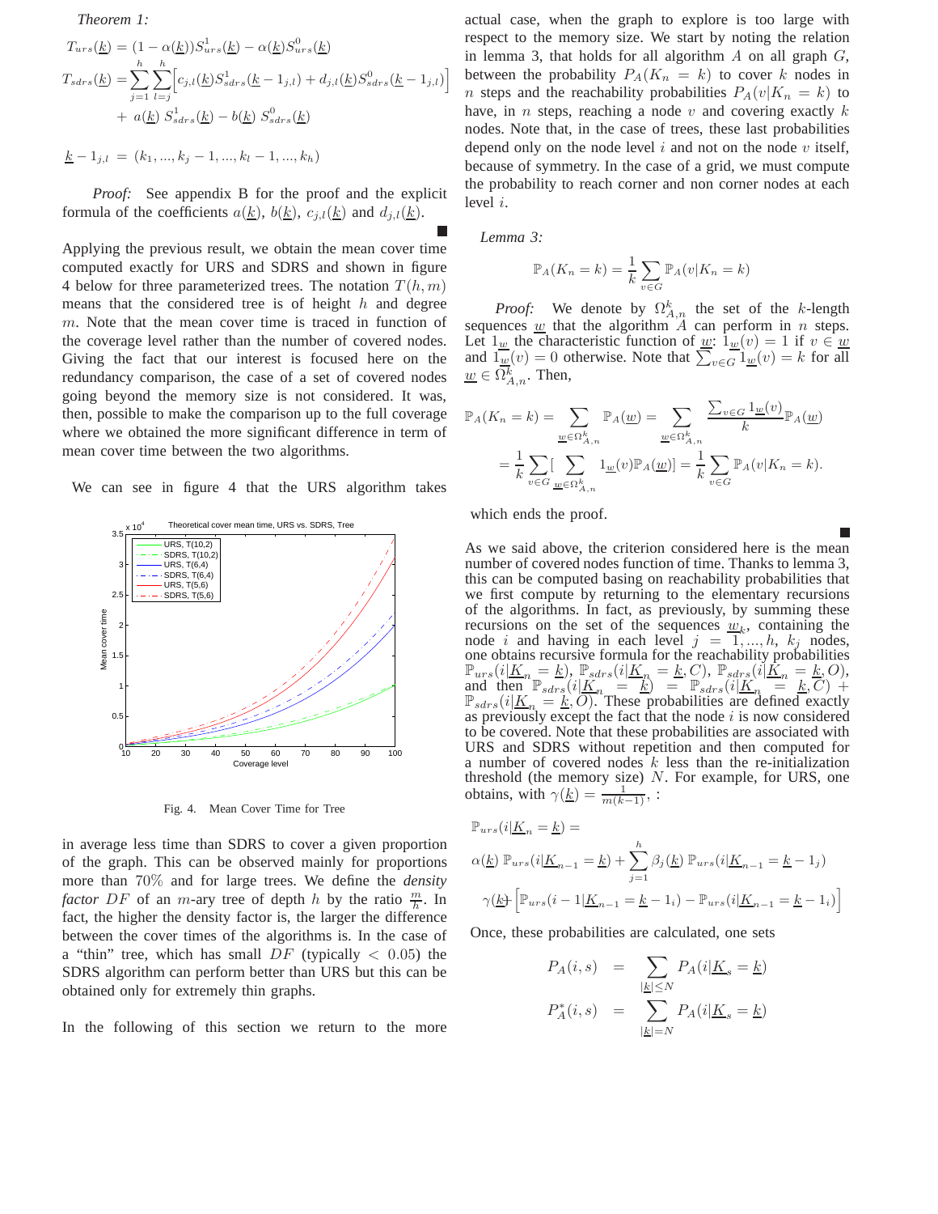*Theorem 1:*

$$T_{urs}(\underline{k}) = (1-\alpha(\underline{k}))S^1_{urs}(\underline{k}) - \alpha(\underline{k})S^0_{urs}(\underline{k})$$

$$T_{sdrs}(\underline{k}) = \sum_{j=1}^{h}\sum_{l=j}^{h}\Big[c_{j,l}(\underline{k})S^1_{sdrs}(\underline{k}-1_{j,l}) + d_{j,l}(\underline{k})S^0_{sdrs}(\underline{k}-1_{j,l})\Big] + a(\underline{k})\, S^1_{sdrs}(\underline{k}) - b(\underline{k})\, S^0_{sdrs}(\underline{k})$$

$$\underline{k}-1_{j,l} = (k_1, ..., k_j - 1, ..., k_l - 1, ..., k_h)$$

*Proof:* See appendix B for the proof and the explicit formula of the coefficients $a(\underline{k})$, $b(\underline{k})$, $c_{j,l}(\underline{k})$ and $d_{j,l}(\underline{k})$. ■

Applying the previous result, we obtain the mean cover time computed exactly for URS and SDRS and shown in figure 4 below for three parameterized trees. The notation $T(h,m)$ means that the considered tree is of height $h$ and degree $m$. Note that the mean cover time is traced in function of the coverage level rather than the number of covered nodes. Giving the fact that our interest is focused here on the redundancy comparison, the case of a set of covered nodes going beyond the memory size is not considered. It was, then, possible to make the comparison up to the full coverage where we obtained the more significant difference in term of mean cover time between the two algorithms.

We can see in figure 4 that the URS algorithm takes in average less time than SDRS to cover a given proportion of the graph. This can be observed mainly for proportions more than 70% and for large trees. We define the *density factor* $DF$ of an $m$-ary tree of depth $h$ by the ratio $\frac{m}{h}$. In fact, the higher the density factor is, the larger the difference between the cover times of the algorithms is. In the case of a "thin" tree, which has small $DF$ (typically $< 0.05$) the SDRS algorithm can perform better than URS but this can be obtained only for extremely thin graphs.

Fig. 4. Mean Cover Time for Tree

In the following of this section we return to the more actual case, when the graph to explore is too large with respect to the memory size. We start by noting the relation in lemma 3, that holds for all algorithm $A$ on all graph $G$, between the probability $P_A(K_n = k)$ to cover $k$ nodes in $n$ steps and the reachability probabilities $P_A(v|K_n = k)$ to have, in $n$ steps, reaching a node $v$ and covering exactly $k$ nodes. Note that, in the case of trees, these last probabilities depend only on the node level $i$ and not on the node $v$ itself, because of symmetry. In the case of a grid, we must compute the probability to reach corner and non corner nodes at each level $i$.

*Lemma 3:*

$$\mathbb{P}_A(K_n = k) = \frac{1}{k}\sum_{v\in G}\mathbb{P}_A(v|K_n = k)$$

*Proof:* We denote by $\Omega^k_{A,n}$ the set of the $k$-length sequences $\underline{w}$ that the algorithm $A$ can perform in $n$ steps. Let $1_{\underline{w}}$ the characteristic function of $\underline{w}$: $1_{\underline{w}}(v) = 1$ if $v \in \underline{w}$ and $1_{\underline{w}}(v) = 0$ otherwise. Note that $\sum_{v\in G} 1_{\underline{w}}(v) = k$ for all $\underline{w} \in \Omega^k_{A,n}$. Then,

$$\mathbb{P}_A(K_n = k) = \sum_{\underline{w}\in\Omega^k_{A,n}}\mathbb{P}_A(\underline{w}) = \sum_{\underline{w}\in\Omega^k_{A,n}}\frac{\sum_{v\in G}1_{\underline{w}}(v)}{k}\mathbb{P}_A(\underline{w})$$

$$= \frac{1}{k}\sum_{v\in G}\Big[\sum_{\underline{w}\in\Omega^k_{A,n}}1_{\underline{w}}(v)\mathbb{P}_A(\underline{w})\Big] = \frac{1}{k}\sum_{v\in G}\mathbb{P}_A(v|K_n = k).$$

which ends the proof. ■

As we said above, the criterion considered here is the mean number of covered nodes function of time. Thanks to lemma 3, this can be computed basing on reachability probabilities that we first compute by returning to the elementary recursions of the algorithms. In fact, as previously, by summing these recursions on the set of the sequences $\underline{w}_k$, containing the node $i$ and having in each level $j = 1, ..., h$, $k_j$ nodes, one obtains recursive formula for the reachability probabilities $\mathbb{P}_{urs}(i|\underline{K}_n = \underline{k})$, $\mathbb{P}_{sdrs}(i|\underline{K}_n = \underline{k}, C)$, $\mathbb{P}_{sdrs}(i|\underline{K}_n = \underline{k}, O)$, and then $\mathbb{P}_{sdrs}(i|\underline{K}_n = \underline{k}) = \mathbb{P}_{sdrs}(i|\underline{K}_n = \underline{k}, C) + \mathbb{P}_{sdrs}(i|\underline{K}_n = \underline{k}, O)$. These probabilities are defined exactly as previously except the fact that the node $i$ is now considered to be covered. Note that these probabilities are associated with URS and SDRS without repetition and then computed for a number of covered nodes $k$ less than the re-initialization threshold (the memory size) $N$. For example, for URS, one obtains, with $\gamma(\underline{k}) = \frac{1}{m(k-1)}$, :

$$\mathbb{P}_{urs}(i|\underline{K}_n = \underline{k}) =$$

$$\alpha(\underline{k})\,\mathbb{P}_{urs}(i|\underline{K}_{n-1} = \underline{k}) + \sum_{j=1}^{h}\beta_j(\underline{k})\,\mathbb{P}_{urs}(i|\underline{K}_{n-1} = \underline{k}-1_j)$$

$$\gamma(\underline{k})\Big[\mathbb{P}_{urs}(i-1|\underline{K}_{n-1} = \underline{k}-1_i) - \mathbb{P}_{urs}(i|\underline{K}_{n-1} = \underline{k}-1_i)\Big]$$

Once, these probabilities are calculated, one sets

$$P_A(i,s) = \sum_{|\underline{k}|\le N}P_A(i|\underline{K}_s = \underline{k})$$

$$P^*_A(i,s) = \sum_{|\underline{k}|= N}P_A(i|\underline{K}_s = \underline{k})$$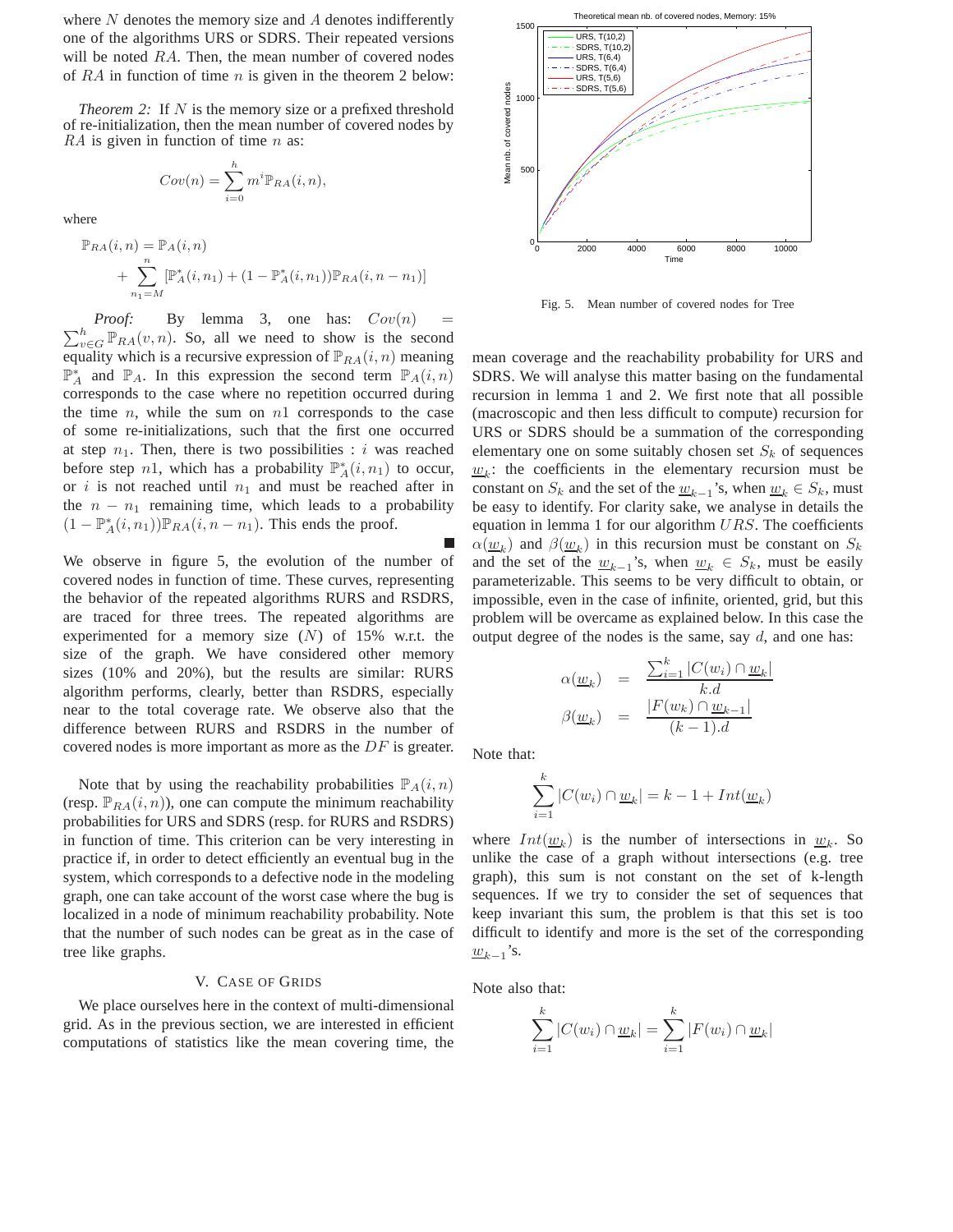where $N$ denotes the memory size and $A$ denotes indifferently one of the algorithms URS or SDRS. Their repeated versions will be noted $RA$. Then, the mean number of covered nodes of $RA$ in function of time $n$ is given in the theorem 2 below:

*Theorem 2:* If $N$ is the memory size or a prefixed threshold of re-initialization, then the mean number of covered nodes by $RA$ is given in function of time $n$ as:

$$Cov(n) = \sum_{i=0}^{h} m^i \mathbb{P}_{RA}(i, n),$$

where

$$\mathbb{P}_{RA}(i, n) = \mathbb{P}_{A}(i, n) + \sum_{n_1=M}^{n} [\mathbb{P}^*_A(i, n_1) + (1 - \mathbb{P}^*_A(i, n_1))\mathbb{P}_{RA}(i, n - n_1)]$$

*Proof:* By lemma 3, one has: $Cov(n) = \sum_{v \in G}^{h} \mathbb{P}_{RA}(v, n)$. So, all we need to show is the second equality which is a recursive expression of $\mathbb{P}_{RA}(i, n)$ meaning $\mathbb{P}^*_A$ and $\mathbb{P}_A$. In this expression the second term $\mathbb{P}_A(i, n)$ corresponds to the case where no repetition occurred during the time $n$, while the sum on $n1$ corresponds to the case of some re-initializations, such that the first one occurred at step $n_1$. Then, there is two possibilities : $i$ was reached before step $n1$, which has a probability $\mathbb{P}^*_A(i, n_1)$ to occur, or $i$ is not reached until $n_1$ and must be reached after in the $n - n_1$ remaining time, which leads to a probability $(1 - \mathbb{P}^*_A(i, n_1))\mathbb{P}_{RA}(i, n - n_1)$. This ends the proof. ∎

We observe in figure 5, the evolution of the number of covered nodes in function of time. These curves, representing the behavior of the repeated algorithms RURS and RSDRS, are traced for three trees. The repeated algorithms are experimented for a memory size ($N$) of 15% w.r.t. the size of the graph. We have considered other memory sizes (10% and 20%), but the results are similar: RURS algorithm performs, clearly, better than RSDRS, especially near to the total coverage rate. We observe also that the difference between RURS and RSDRS in the number of covered nodes is more important as more as the $DF$ is greater.

Note that by using the reachability probabilities $\mathbb{P}_A(i, n)$ (resp. $\mathbb{P}_{RA}(i, n)$), one can compute the minimum reachability probabilities for URS and SDRS (resp. for RURS and RSDRS) in function of time. This criterion can be very interesting in practice if, in order to detect efficiently an eventual bug in the system, which corresponds to a defective node in the modeling graph, one can take account of the worst case where the bug is localized in a node of minimum reachability probability. Note that the number of such nodes can be great as in the case of tree like graphs.

## V. Case of Grids

We place ourselves here in the context of multi-dimensional grid. As in the previous section, we are interested in efficient computations of statistics like the mean covering time, the mean coverage and the reachability probability for URS and SDRS. We will analyse this matter basing on the fundamental recursion in lemma 1 and 2. We first note that all possible (macroscopic and then less difficult to compute) recursion for URS or SDRS should be a summation of the corresponding elementary one on some suitably chosen set $S_k$ of sequences $\underline{w}_k$: the coefficients in the elementary recursion must be constant on $S_k$ and the set of the $\underline{w}_{k-1}$'s, when $\underline{w}_k \in S_k$, must be easy to identify. For clarity sake, we analyse in details the equation in lemma 1 for our algorithm $URS$. The coefficients $\alpha(\underline{w}_k)$ and $\beta(\underline{w}_k)$ in this recursion must be constant on $S_k$ and the set of the $\underline{w}_{k-1}$'s, when $\underline{w}_k \in S_k$, must be easily parameterizable. This seems to be very difficult to obtain, or impossible, even in the case of infinite, oriented, grid, but this problem will be overcame as explained below. In this case the output degree of the nodes is the same, say $d$, and one has:

$$\alpha(\underline{w}_k) = \frac{\sum_{i=1}^{k} |C(w_i) \cap \underline{w}_k|}{k.d}$$

$$\beta(\underline{w}_k) = \frac{|F(w_k) \cap \underline{w}_{k-1}|}{(k-1).d}$$

Note that:

$$\sum_{i=1}^{k} |C(w_i) \cap \underline{w}_k| = k - 1 + Int(\underline{w}_k)$$

where $Int(\underline{w}_k)$ is the number of intersections in $\underline{w}_k$. So unlike the case of a graph without intersections (e.g. tree graph), this sum is not constant on the set of k-length sequences. If we try to consider the set of sequences that keep invariant this sum, the problem is that this set is too difficult to identify and more is the set of the corresponding $\underline{w}_{k-1}$'s.

Note also that:

$$\sum_{i=1}^{k} |C(w_i) \cap \underline{w}_k| = \sum_{i=1}^{k} |F(w_i) \cap \underline{w}_k|$$

Fig. 5. Mean number of covered nodes for Tree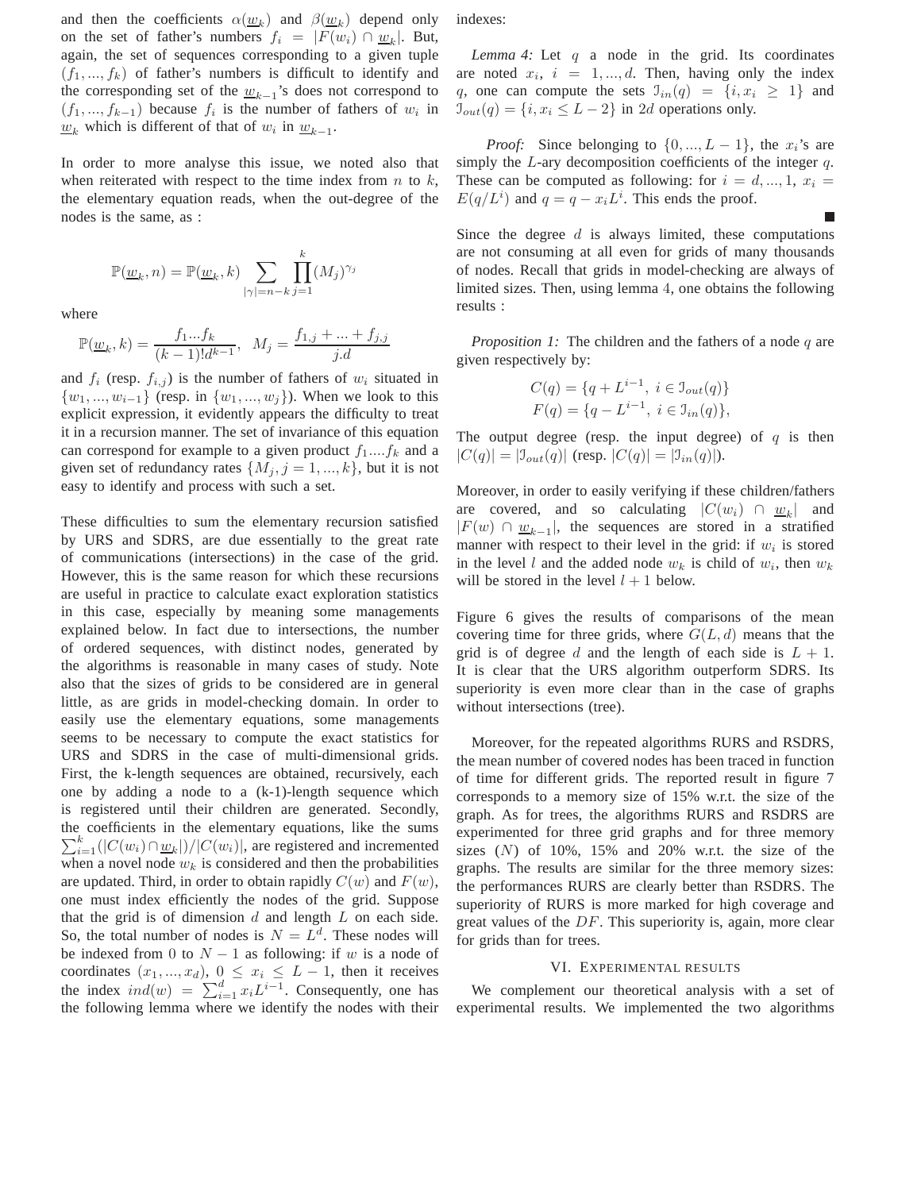and then the coefficients $\alpha(\underline{w}_k)$ and $\beta(\underline{w}_k)$ depend only on the set of father's numbers $f_i = |F(w_i) \cap \underline{w}_k|$. But, again, the set of sequences corresponding to a given tuple $(f_1, ..., f_k)$ of father's numbers is difficult to identify and the corresponding set of the $\underline{w}_{k-1}$'s does not correspond to $(f_1, ..., f_{k-1})$ because $f_i$ is the number of fathers of $w_i$ in $\underline{w}_k$ which is different of that of $w_i$ in $\underline{w}_{k-1}$.

In order to more analyse this issue, we noted also that when reiterated with respect to the time index from $n$ to $k$, the elementary equation reads, when the out-degree of the nodes is the same, as :

$$\mathbb{P}(\underline{w}_k, n) = \mathbb{P}(\underline{w}_k, k) \sum_{|\gamma|=n-k} \prod_{j=1}^{k} (M_j)^{\gamma_j}$$

where

$$\mathbb{P}(\underline{w}_k, k) = \frac{f_1 ... f_k}{(k-1)! d^{k-1}}, \quad M_j = \frac{f_{1,j} + ... + f_{j,j}}{j.d}$$

and $f_i$ (resp. $f_{i,j}$) is the number of fathers of $w_i$ situated in $\{w_1, ..., w_{i-1}\}$ (resp. in $\{w_1, ..., w_j\}$). When we look to this explicit expression, it evidently appears the difficulty to treat it in a recursion manner. The set of invariance of this equation can correspond for example to a given product $f_1 .... f_k$ and a given set of redundancy rates $\{M_j, j = 1, ..., k\}$, but it is not easy to identify and process with such a set.

These difficulties to sum the elementary recursion satisfied by URS and SDRS, are due essentially to the great rate of communications (intersections) in the case of the grid. However, this is the same reason for which these recursions are useful in practice to calculate exact exploration statistics in this case, especially by meaning some managements explained below. In fact due to intersections, the number of ordered sequences, with distinct nodes, generated by the algorithms is reasonable in many cases of study. Note also that the sizes of grids to be considered are in general little, as are grids in model-checking domain. In order to easily use the elementary equations, some managements seems to be necessary to compute the exact statistics for URS and SDRS in the case of multi-dimensional grids. First, the k-length sequences are obtained, recursively, each one by adding a node to a (k-1)-length sequence which is registered until their children are generated. Secondly, the coefficients in the elementary equations, like the sums $\sum_{i=1}^{k} (|C(w_i) \cap \underline{w}_k|)/|C(w_i)|$, are registered and incremented when a novel node $w_k$ is considered and then the probabilities are updated. Third, in order to obtain rapidly $C(w)$ and $F(w)$, one must index efficiently the nodes of the grid. Suppose that the grid is of dimension $d$ and length $L$ on each side. So, the total number of nodes is $N = L^d$. These nodes will be indexed from $0$ to $N-1$ as following: if $w$ is a node of coordinates $(x_1, ..., x_d)$, $0 \leq x_i \leq L-1$, then it receives the index $ind(w) = \sum_{i=1}^{d} x_i L^{i-1}$. Consequently, one has the following lemma where we identify the nodes with their indexes:

*Lemma 4:* Let $q$ a node in the grid. Its coordinates are noted $x_i$, $i = 1, ..., d$. Then, having only the index $q$, one can compute the sets $\mathcal{I}_{in}(q) = \{i, x_i \geq 1\}$ and $\mathcal{I}_{out}(q) = \{i, x_i \leq L-2\}$ in $2d$ operations only.

*Proof:* Since belonging to $\{0, ..., L-1\}$, the $x_i$'s are simply the $L$-ary decomposition coefficients of the integer $q$. These can be computed as following: for $i = d, ..., 1$, $x_i = E(q/L^i)$ and $q = q - x_i L^i$. This ends the proof. ∎

Since the degree $d$ is always limited, these computations are not consuming at all even for grids of many thousands of nodes. Recall that grids in model-checking are always of limited sizes. Then, using lemma 4, one obtains the following results :

*Proposition 1:* The children and the fathers of a node $q$ are given respectively by:

$$C(q) = \{q + L^{i-1}, \ i \in \mathcal{I}_{out}(q)\}$$
$$F(q) = \{q - L^{i-1}, \ i \in \mathcal{I}_{in}(q)\},$$

The output degree (resp. the input degree) of $q$ is then $|C(q)| = |\mathcal{I}_{out}(q)|$ (resp. $|C(q)| = |\mathcal{I}_{in}(q)|$).

Moreover, in order to easily verifying if these children/fathers are covered, and so calculating $|C(w_i) \cap \underline{w}_k|$ and $|F(w) \cap \underline{w}_{k-1}|$, the sequences are stored in a stratified manner with respect to their level in the grid: if $w_i$ is stored in the level $l$ and the added node $w_k$ is child of $w_i$, then $w_k$ will be stored in the level $l+1$ below.

Figure 6 gives the results of comparisons of the mean covering time for three grids, where $G(L, d)$ means that the grid is of degree $d$ and the length of each side is $L+1$. It is clear that the URS algorithm outperform SDRS. Its superiority is even more clear than in the case of graphs without intersections (tree).

Moreover, for the repeated algorithms RURS and RSDRS, the mean number of covered nodes has been traced in function of time for different grids. The reported result in figure 7 corresponds to a memory size of 15% w.r.t. the size of the graph. As for trees, the algorithms RURS and RSDRS are experimented for three grid graphs and for three memory sizes ($N$) of 10%, 15% and 20% w.r.t. the size of the graphs. The results are similar for the three memory sizes: the performances RURS are clearly better than RSDRS. The superiority of RURS is more marked for high coverage and great values of the $DF$. This superiority is, again, more clear for grids than for trees.

## VI. Experimental results

We complement our theoretical analysis with a set of experimental results. We implemented the two algorithms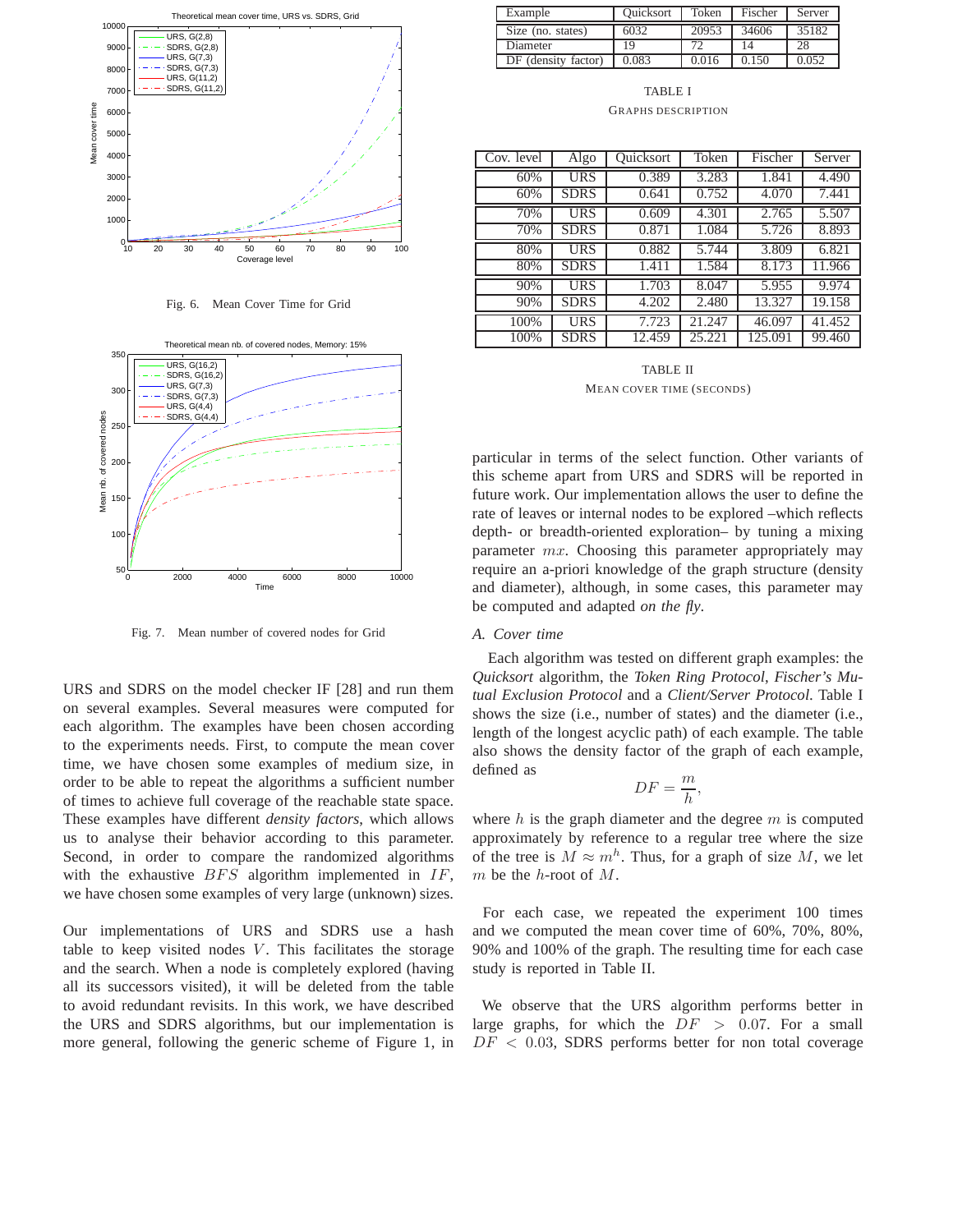Fig. 6. Mean Cover Time for Grid

Fig. 7. Mean number of covered nodes for Grid

URS and SDRS on the model checker IF [28] and run them on several examples. Several measures were computed for each algorithm. The examples have been chosen according to the experiments needs. First, to compute the mean cover time, we have chosen some examples of medium size, in order to be able to repeat the algorithms a sufficient number of times to achieve full coverage of the reachable state space. These examples have different *density factors*, which allows us to analyse their behavior according to this parameter. Second, in order to compare the randomized algorithms with the exhaustive $BFS$ algorithm implemented in $IF$, we have chosen some examples of very large (unknown) sizes.

Our implementations of URS and SDRS use a hash table to keep visited nodes $V$. This facilitates the storage and the search. When a node is completely explored (having all its successors visited), it will be deleted from the table to avoid redundant revisits. In this work, we have described the URS and SDRS algorithms, but our implementation is more general, following the generic scheme of Figure 1, in particular in terms of the select function. Other variants of this scheme apart from URS and SDRS will be reported in future work. Our implementation allows the user to define the rate of leaves or internal nodes to be explored –which reflects depth- or breadth-oriented exploration– by tuning a mixing parameter $mx$. Choosing this parameter appropriately may require an a-priori knowledge of the graph structure (density and diameter), although, in some cases, this parameter may be computed and adapted *on the fly*.

| Example | Quicksort | Token | Fischer | Server |
|---|---|---|---|---|
| Size (no. states) | 6032 | 20953 | 34606 | 35182 |
| Diameter | 19 | 72 | 14 | 28 |
| DF (density factor) | 0.083 | 0.016 | 0.150 | 0.052 |

TABLE I
GRAPHS DESCRIPTION

| Cov. level | Algo | Quicksort | Token | Fischer | Server |
|---|---|---|---|---|---|
| 60% | URS | 0.389 | 3.283 | 1.841 | 4.490 |
| 60% | SDRS | 0.641 | 0.752 | 4.070 | 7.441 |
| 70% | URS | 0.609 | 4.301 | 2.765 | 5.507 |
| 70% | SDRS | 0.871 | 1.084 | 5.726 | 8.893 |
| 80% | URS | 0.882 | 5.744 | 3.809 | 6.821 |
| 80% | SDRS | 1.411 | 1.584 | 8.173 | 11.966 |
| 90% | URS | 1.703 | 8.047 | 5.955 | 9.974 |
| 90% | SDRS | 4.202 | 2.480 | 13.327 | 19.158 |
| 100% | URS | 7.723 | 21.247 | 46.097 | 41.452 |
| 100% | SDRS | 12.459 | 25.221 | 125.091 | 99.460 |

TABLE II
MEAN COVER TIME (SECONDS)

### A. Cover time

Each algorithm was tested on different graph examples: the *Quicksort* algorithm, the *Token Ring Protocol*, *Fischer's Mutual Exclusion Protocol* and a *Client/Server Protocol*. Table I shows the size (i.e., number of states) and the diameter (i.e., length of the longest acyclic path) of each example. The table also shows the density factor of the graph of each example, defined as

$$DF = \frac{m}{h},$$

where $h$ is the graph diameter and the degree $m$ is computed approximately by reference to a regular tree where the size of the tree is $M \approx m^h$. Thus, for a graph of size $M$, we let $m$ be the $h$-root of $M$.

For each case, we repeated the experiment 100 times and we computed the mean cover time of 60%, 70%, 80%, 90% and 100% of the graph. The resulting time for each case study is reported in Table II.

We observe that the URS algorithm performs better in large graphs, for which the $DF > 0.07$. For a small $DF < 0.03$, SDRS performs better for non total coverage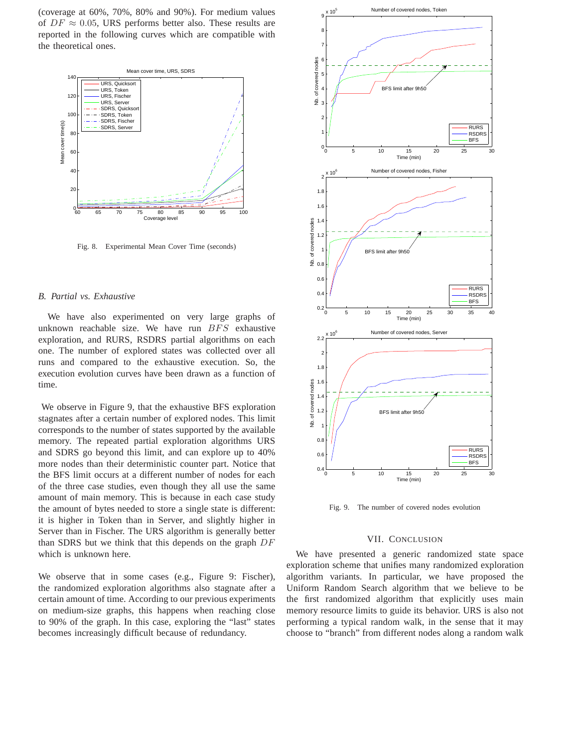(coverage at 60%, 70%, 80% and 90%). For medium values of $DF \approx 0.05$, URS performs better also. These results are reported in the following curves which are compatible with the theoretical ones.

Fig. 8. Experimental Mean Cover Time (seconds)

### B. Partial vs. Exhaustive

We have also experimented on very large graphs of unknown reachable size. We have run $BFS$ exhaustive exploration, and RURS, RSDRS partial algorithms on each one. The number of explored states was collected over all runs and compared to the exhaustive execution. So, the execution evolution curves have been drawn as a function of time.

We observe in Figure 9, that the exhaustive BFS exploration stagnates after a certain number of explored nodes. This limit corresponds to the number of states supported by the available memory. The repeated partial exploration algorithms URS and SDRS go beyond this limit, and can explore up to 40% more nodes than their deterministic counter part. Notice that the BFS limit occurs at a different number of nodes for each of the three case studies, even though they all use the same amount of main memory. This is because in each case study the amount of bytes needed to store a single state is different: it is higher in Token than in Server, and slightly higher in Server than in Fischer. The URS algorithm is generally better than SDRS but we think that this depends on the graph $DF$ which is unknown here.

We observe that in some cases (e.g., Figure 9: Fischer), the randomized exploration algorithms also stagnate after a certain amount of time. According to our previous experiments on medium-size graphs, this happens when reaching close to 90% of the graph. In this case, exploring the "last" states becomes increasingly difficult because of redundancy.

Fig. 9. The number of covered nodes evolution

## VII. Conclusion

We have presented a generic randomized state space exploration scheme that unifies many randomized exploration algorithm variants. In particular, we have proposed the Uniform Random Search algorithm that we believe to be the first randomized algorithm that explicitly uses main memory resource limits to guide its behavior. URS is also not performing a typical random walk, in the sense that it may choose to "branch" from different nodes along a random walk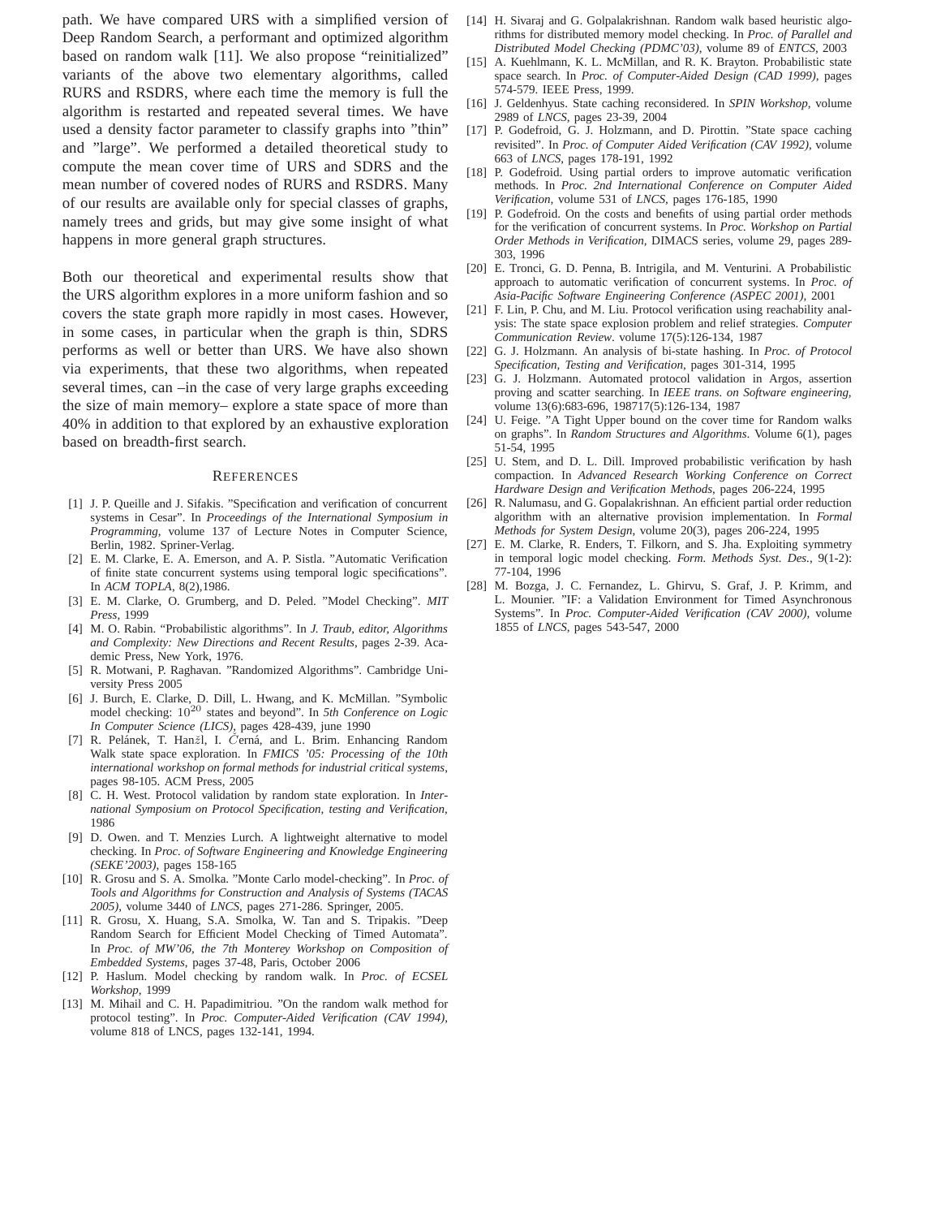path. We have compared URS with a simplified version of Deep Random Search, a performant and optimized algorithm based on random walk [11]. We also propose "reinitialized" variants of the above two elementary algorithms, called RURS and RSDRS, where each time the memory is full the algorithm is restarted and repeated several times. We have used a density factor parameter to classify graphs into "thin" and "large". We performed a detailed theoretical study to compute the mean cover time of URS and SDRS and the mean number of covered nodes of RURS and RSDRS. Many of our results are available only for special classes of graphs, namely trees and grids, but may give some insight of what happens in more general graph structures.

Both our theoretical and experimental results show that the URS algorithm explores in a more uniform fashion and so covers the state graph more rapidly in most cases. However, in some cases, in particular when the graph is thin, SDRS performs as well or better than URS. We have also shown via experiments, that these two algorithms, when repeated several times, can –in the case of very large graphs exceeding the size of main memory– explore a state space of more than 40% in addition to that explored by an exhaustive exploration based on breadth-first search.

## References

[1] J. P. Queille and J. Sifakis. "Specification and verification of concurrent systems in Cesar". In *Proceedings of the International Symposium in Programming*, volume 137 of Lecture Notes in Computer Science, Berlin, 1982. Spriner-Verlag.

[2] E. M. Clarke, E. A. Emerson, and A. P. Sistla. "Automatic Verification of finite state concurrent systems using temporal logic specifications". In *ACM TOPLA*, 8(2),1986.

[3] E. M. Clarke, O. Grumberg, and D. Peled. "Model Checking". *MIT Press*, 1999

[4] M. O. Rabin. "Probabilistic algorithms". In *J. Traub, editor, Algorithms and Complexity: New Directions and Recent Results*, pages 2-39. Academic Press, New York, 1976.

[5] R. Motwani, P. Raghavan. "Randomized Algorithms". Cambridge University Press 2005

[6] J. Burch, E. Clarke, D. Dill, L. Hwang, and K. McMillan. "Symbolic model checking: $10^{20}$ states and beyond". In *5th Conference on Logic In Computer Science (LICS)*, pages 428-439, june 1990

[7] R. Pelánek, T. Hanžl, I. Černá, and L. Brim. Enhancing Random Walk state space exploration. In *FMICS '05: Processing of the 10th international workshop on formal methods for industrial critical systems*, pages 98-105. ACM Press, 2005

[8] C. H. West. Protocol validation by random state exploration. In *International Symposium on Protocol Specification, testing and Verification*, 1986

[9] D. Owen. and T. Menzies Lurch. A lightweight alternative to model checking. In *Proc. of Software Engineering and Knowledge Engineering (SEKE'2003)*, pages 158-165

[10] R. Grosu and S. A. Smolka. "Monte Carlo model-checking". In *Proc. of Tools and Algorithms for Construction and Analysis of Systems (TACAS 2005)*, volume 3440 of *LNCS*, pages 271-286. Springer, 2005.

[11] R. Grosu, X. Huang, S.A. Smolka, W. Tan and S. Tripakis. "Deep Random Search for Efficient Model Checking of Timed Automata". In *Proc. of MW'06, the 7th Monterey Workshop on Composition of Embedded Systems*, pages 37-48, Paris, October 2006

[12] P. Haslum. Model checking by random walk. In *Proc. of ECSEL Workshop*, 1999

[13] M. Mihail and C. H. Papadimitriou. "On the random walk method for protocol testing". In *Proc. Computer-Aided Verification (CAV 1994)*, volume 818 of LNCS, pages 132-141, 1994.

[14] H. Sivaraj and G. Golpalakrishnan. Random walk based heuristic algorithms for distributed memory model checking. In *Proc. of Parallel and Distributed Model Checking (PDMC'03)*, volume 89 of *ENTCS*, 2003

[15] A. Kuehlmann, K. L. McMillan, and R. K. Brayton. Probabilistic state space search. In *Proc. of Computer-Aided Design (CAD 1999)*, pages 574-579. IEEE Press, 1999.

[16] J. Geldenhyus. State caching reconsidered. In *SPIN Workshop*, volume 2989 of *LNCS*, pages 23-39, 2004

[17] P. Godefroid, G. J. Holzmann, and D. Pirottin. "State space caching revisited". In *Proc. of Computer Aided Verification (CAV 1992)*, volume 663 of *LNCS*, pages 178-191, 1992

[18] P. Godefroid. Using partial orders to improve automatic verification methods. In *Proc. 2nd International Conference on Computer Aided Verification*, volume 531 of *LNCS*, pages 176-185, 1990

[19] P. Godefroid. On the costs and benefits of using partial order methods for the verification of concurrent systems. In *Proc. Workshop on Partial Order Methods in Verification*, DIMACS series, volume 29, pages 289-303, 1996

[20] E. Tronci, G. D. Penna, B. Intrigila, and M. Venturini. A Probabilistic approach to automatic verification of concurrent systems. In *Proc. of Asia-Pacific Software Engineering Conference (ASPEC 2001)*, 2001

[21] F. Lin, P. Chu, and M. Liu. Protocol verification using reachability analysis: The state space explosion problem and relief strategies. *Computer Communication Review*. volume 17(5):126-134, 1987

[22] G. J. Holzmann. An analysis of bi-state hashing. In *Proc. of Protocol Specification, Testing and Verification*, pages 301-314, 1995

[23] G. J. Holzmann. Automated protocol validation in Argos, assertion proving and scatter searching. In *IEEE trans. on Software engineering*, volume 13(6):683-696, 198717(5):126-134, 1987

[24] U. Feige. "A Tight Upper bound on the cover time for Random walks on graphs". In *Random Structures and Algorithms*. Volume 6(1), pages 51-54, 1995

[25] U. Stem, and D. L. Dill. Improved probabilistic verification by hash compaction. In *Advanced Research Working Conference on Correct Hardware Design and Verification Methods*, pages 206-224, 1995

[26] R. Nalumasu, and G. Gopalakrishnan. An efficient partial order reduction algorithm with an alternative provision implementation. In *Formal Methods for System Design*, volume 20(3), pages 206-224, 1995

[27] E. M. Clarke, R. Enders, T. Filkorn, and S. Jha. Exploiting symmetry in temporal logic model checking. *Form. Methods Syst. Des.*, 9(1-2): 77-104, 1996

[28] M. Bozga, J. C. Fernandez, L. Ghirvu, S. Graf, J. P. Krimm, and L. Mounier. "IF: a Validation Environment for Timed Asynchronous Systems". In *Proc. Computer-Aided Verification (CAV 2000)*, volume 1855 of *LNCS*, pages 543-547, 2000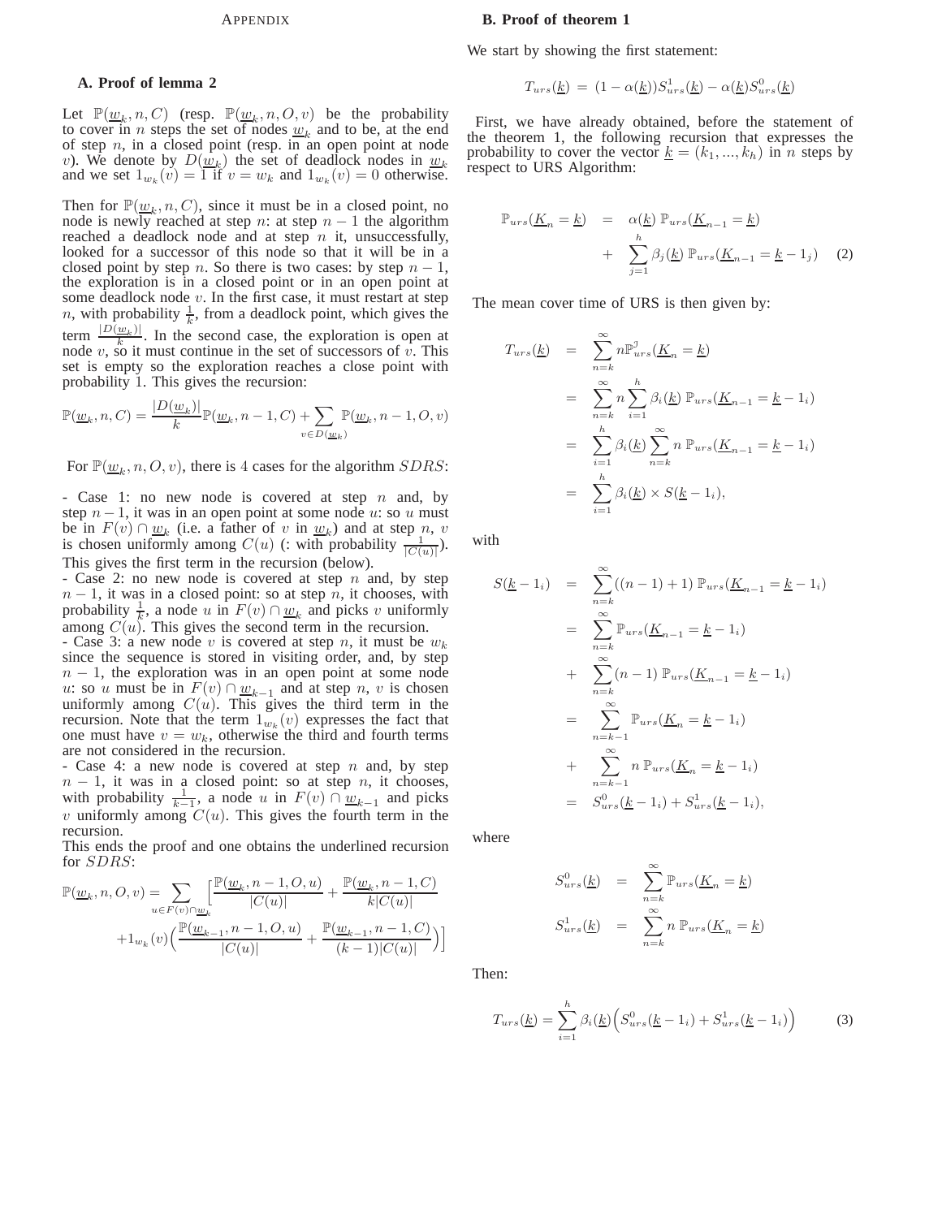# Appendix

## A. Proof of lemma 2

Let $\mathbb{P}(\underline{w}_k, n, C)$ (resp. $\mathbb{P}(\underline{w}_k, n, O, v)$ be the probability to cover in $n$ steps the set of nodes $\underline{w}_k$ and to be, at the end of step $n$, in a closed point (resp. in an open point at node $v$). We denote by $D(\underline{w}_k)$ the set of deadlock nodes in $\underline{w}_k$ and we set $1_{w_k}(v) = 1$ if $v = w_k$ and $1_{w_k}(v) = 0$ otherwise.

Then for $\mathbb{P}(\underline{w}_k, n, C)$, since it must be in a closed point, no node is newly reached at step $n$: at step $n-1$ the algorithm reached a deadlock node and at step $n$ it, unsuccessfully, looked for a successor of this node so that it will be in a closed point by step $n$. So there is two cases: by step $n-1$, the exploration is in a closed point or in an open point at some deadlock node $v$. In the first case, it must restart at step $n$, with probability $\frac{1}{k}$, from a deadlock point, which gives the term $\frac{|D(\underline{w}_k)|}{k}$. In the second case, the exploration is open at node $v$, so it must continue in the set of successors of $v$. This set is empty so the exploration reaches a close point with probability 1. This gives the recursion:

$$\mathbb{P}(\underline{w}_k, n, C) = \frac{|D(\underline{w}_k)|}{k}\mathbb{P}(\underline{w}_k, n-1, C) + \sum_{v \in D(\underline{w}_k)} \mathbb{P}(\underline{w}_k, n-1, O, v)$$

For $\mathbb{P}(\underline{w}_k, n, O, v)$, there is 4 cases for the algorithm $SDRS$:

- Case 1: no new node is covered at step $n$ and, by step $n-1$, it was in an open point at some node $u$: so $u$ must be in $F(v) \cap \underline{w}_k$ (i.e. a father of $v$ in $\underline{w}_k$) and at step $n$, $v$ is chosen uniformly among $C(u)$ (: with probability $\frac{1}{|C(u)|}$). This gives the first term in the recursion (below).
- Case 2: no new node is covered at step $n$ and, by step $n-1$, it was in a closed point: so at step $n$, it chooses, with probability $\frac{1}{k}$, a node $u$ in $F(v) \cap \underline{w}_k$ and picks $v$ uniformly among $C(u)$. This gives the second term in the recursion.
- Case 3: a new node $v$ is covered at step $n$, it must be $w_k$ since the sequence is stored in visiting order, and, by step $n-1$, the exploration was in an open point at some node $u$: so $u$ must be in $F(v) \cap \underline{w}_{k-1}$ and at step $n$, $v$ is chosen uniformly among $C(u)$. This gives the third term in the recursion. Note that the term $1_{w_k}(v)$ expresses the fact that one must have $v = w_k$, otherwise the third and fourth terms are not considered in the recursion.
- Case 4: a new node is covered at step $n$ and, by step $n-1$, it was in a closed point: so at step $n$, it chooses, with probability $\frac{1}{k-1}$, a node $u$ in $F(v) \cap \underline{w}_{k-1}$ and picks $v$ uniformly among $C(u)$. This gives the fourth term in the recursion.

This ends the proof and one obtains the underlined recursion for $SDRS$:

$$\mathbb{P}(\underline{w}_k, n, O, v) = \sum_{u \in F(v) \cap \underline{w}_k} \Big[\frac{\mathbb{P}(\underline{w}_k, n-1, O, u)}{|C(u)|} + \frac{\mathbb{P}(\underline{w}_k, n-1, C)}{k|C(u)|}$$
$$+ 1_{w_k}(v)\Big(\frac{\mathbb{P}(\underline{w}_{k-1}, n-1, O, u)}{|C(u)|} + \frac{\mathbb{P}(\underline{w}_{k-1}, n-1, C)}{(k-1)|C(u)|}\Big)\Big]$$

## B. Proof of theorem 1

We start by showing the first statement:

$$T_{urs}(\underline{k}) = (1 - \alpha(\underline{k}))S^1_{urs}(\underline{k}) - \alpha(\underline{k})S^0_{urs}(\underline{k})$$

First, we have already obtained, before the statement of the theorem 1, the following recursion that expresses the probability to cover the vector $\underline{k} = (k_1, ..., k_h)$ in $n$ steps by respect to URS Algorithm:

$$\begin{aligned} \mathbb{P}_{urs}(\underline{K}_n = \underline{k}) &= \alpha(\underline{k})\, \mathbb{P}_{urs}(\underline{K}_{n-1} = \underline{k}) \\ &+ \sum_{j=1}^{h} \beta_j(\underline{k})\, \mathbb{P}_{urs}(\underline{K}_{n-1} = \underline{k} - 1_j) \end{aligned} \quad (2)$$

The mean cover time of URS is then given by:

$$\begin{aligned} T_{urs}(\underline{k}) &= \sum_{n=k}^{\infty} n\mathbb{P}^{\jmath}_{urs}(\underline{K}_n = \underline{k}) \\ &= \sum_{n=k}^{\infty} n \sum_{i=1}^{h} \beta_i(\underline{k})\, \mathbb{P}_{urs}(\underline{K}_{n-1} = \underline{k} - 1_i) \\ &= \sum_{i=1}^{h} \beta_i(\underline{k}) \sum_{n=k}^{\infty} n\, \mathbb{P}_{urs}(\underline{K}_{n-1} = \underline{k} - 1_i) \\ &= \sum_{i=1}^{h} \beta_i(\underline{k}) \times S(\underline{k} - 1_i), \end{aligned}$$

with

$$\begin{aligned} S(\underline{k} - 1_i) &= \sum_{n=k}^{\infty} ((n-1)+1)\, \mathbb{P}_{urs}(\underline{K}_{n-1} = \underline{k} - 1_i) \\ &= \sum_{n=k}^{\infty} \mathbb{P}_{urs}(\underline{K}_{n-1} = \underline{k} - 1_i) \\ &+ \sum_{n=k}^{\infty} (n-1)\, \mathbb{P}_{urs}(\underline{K}_{n-1} = \underline{k} - 1_i) \\ &= \sum_{n=k-1}^{\infty} \mathbb{P}_{urs}(\underline{K}_n = \underline{k} - 1_i) \\ &+ \sum_{n=k-1}^{\infty} n\, \mathbb{P}_{urs}(\underline{K}_n = \underline{k} - 1_i) \\ &= S^0_{urs}(\underline{k} - 1_i) + S^1_{urs}(\underline{k} - 1_i), \end{aligned}$$

where

$$\begin{aligned} S^0_{urs}(\underline{k}) &= \sum_{n=k}^{\infty} \mathbb{P}_{urs}(\underline{K}_n = \underline{k}) \\ S^1_{urs}(\underline{k}) &= \sum_{n=k}^{\infty} n\, \mathbb{P}_{urs}(\underline{K}_n = \underline{k}) \end{aligned}$$

Then:

$$T_{urs}(\underline{k}) = \sum_{i=1}^{h} \beta_i(\underline{k})\Big(S^0_{urs}(\underline{k} - 1_i) + S^1_{urs}(\underline{k} - 1_i)\Big) \quad (3)$$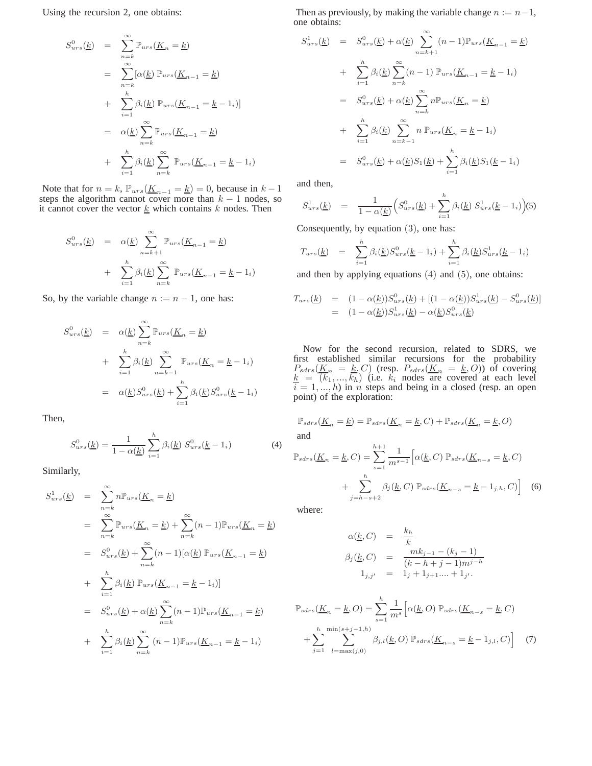Using the recursion 2, one obtains:

$$
\begin{aligned}
S^0_{urs}(\underline{k}) &= \sum_{n=k}^{\infty} \mathbb{P}_{urs}(\underline{K}_n = \underline{k}) \\
&= \sum_{n=k}^{\infty} [\alpha(\underline{k})\, \mathbb{P}_{urs}(\underline{K}_{n-1} = \underline{k}) \\
&+ \sum_{i=1}^{h} \beta_i(\underline{k})\, \mathbb{P}_{urs}(\underline{K}_{n-1} = \underline{k} - 1_i)] \\
&= \alpha(\underline{k}) \sum_{n=k}^{\infty} \mathbb{P}_{urs}(\underline{K}_{n-1} = \underline{k}) \\
&+ \sum_{i=1}^{h} \beta_i(\underline{k}) \sum_{n=k}^{\infty} \mathbb{P}_{urs}(\underline{K}_{n-1} = \underline{k} - 1_i)
\end{aligned}
$$

Note that for $n = k$, $\mathbb{P}_{urs}(\underline{K}_{n-1} = \underline{k}) = 0$, because in $k - 1$ steps the algorithm cannot cover more than $k - 1$ nodes, so it cannot cover the vector $\underline{k}$ which contains $k$ nodes. Then

$$
\begin{aligned}
S^0_{urs}(\underline{k}) &= \alpha(\underline{k}) \sum_{n=k+1}^{\infty} \mathbb{P}_{urs}(\underline{K}_{n-1} = \underline{k}) \\
&+ \sum_{i=1}^{h} \beta_i(\underline{k}) \sum_{n=k}^{\infty} \mathbb{P}_{urs}(\underline{K}_{n-1} = \underline{k} - 1_i)
\end{aligned}
$$

So, by the variable change $n := n - 1$, one has:

$$
\begin{aligned}
S^0_{urs}(\underline{k}) &= \alpha(\underline{k}) \sum_{n=k}^{\infty} \mathbb{P}_{urs}(\underline{K}_n = \underline{k}) \\
&+ \sum_{i=1}^{h} \beta_i(\underline{k}) \sum_{n=k-1}^{\infty} \mathbb{P}_{urs}(\underline{K}_n = \underline{k} - 1_i) \\
&= \alpha(\underline{k}) S^0_{urs}(\underline{k}) + \sum_{i=1}^{h} \beta_i(\underline{k}) S^0_{urs}(\underline{k} - 1_i)
\end{aligned}
$$

Then,

$$
S^0_{urs}(\underline{k}) = \frac{1}{1 - \alpha(\underline{k})} \sum_{i=1}^{h} \beta_i(\underline{k})\, S^0_{urs}(\underline{k} - 1_i) \tag{4}
$$

Similarly,

$$
\begin{aligned}
S^1_{urs}(\underline{k}) &= \sum_{n=k}^{\infty} n \mathbb{P}_{urs}(\underline{K}_n = \underline{k}) \\
&= \sum_{n=k}^{\infty} \mathbb{P}_{urs}(\underline{K}_n = \underline{k}) + \sum_{n=k}^{\infty} (n-1) \mathbb{P}_{urs}(\underline{K}_n = \underline{k}) \\
&= S^0_{urs}(\underline{k}) + \sum_{n=k}^{\infty} (n-1) [\alpha(\underline{k})\, \mathbb{P}_{urs}(\underline{K}_{n-1} = \underline{k}) \\
&+ \sum_{i=1}^{h} \beta_i(\underline{k})\, \mathbb{P}_{urs}(\underline{K}_{n-1} = \underline{k} - 1_i)] \\
&= S^0_{urs}(\underline{k}) + \alpha(\underline{k}) \sum_{n=k}^{\infty} (n-1) \mathbb{P}_{urs}(\underline{K}_{n-1} = \underline{k}) \\
&+ \sum_{i=1}^{h} \beta_i(\underline{k}) \sum_{n=k}^{\infty} (n-1) \mathbb{P}_{urs}(\underline{K}_{n-1} = \underline{k} - 1_i)
\end{aligned}
$$

Then as previously, by making the variable change $n := n - 1$, one obtains:

$$
\begin{aligned}
S^1_{urs}(\underline{k}) &= S^0_{urs}(\underline{k}) + \alpha(\underline{k}) \sum_{n=k+1}^{\infty} (n-1) \mathbb{P}_{urs}(\underline{K}_{n-1} = \underline{k}) \\
&+ \sum_{i=1}^{h} \beta_i(\underline{k}) \sum_{n=k}^{\infty} (n-1)\, \mathbb{P}_{urs}(\underline{K}_{n-1} = \underline{k} - 1_i) \\
&= S^0_{urs}(\underline{k}) + \alpha(\underline{k}) \sum_{n=k}^{\infty} n \mathbb{P}_{urs}(\underline{K}_n = \underline{k}) \\
&+ \sum_{i=1}^{h} \beta_i(\underline{k}) \sum_{n=k-1}^{\infty} n\, \mathbb{P}_{urs}(\underline{K}_n = \underline{k} - 1_i) \\
&= S^0_{urs}(\underline{k}) + \alpha(\underline{k}) S_1(\underline{k}) + \sum_{i=1}^{h} \beta_i(\underline{k}) S_1(\underline{k} - 1_i)
\end{aligned}
$$

and then,

$$
S^1_{urs}(\underline{k}) = \frac{1}{1 - \alpha(\underline{k})} \Big( S^0_{urs}(\underline{k}) + \sum_{i=1}^{h} \beta_i(\underline{k})\, S^1_{urs}(\underline{k} - 1_i) \Big) \tag{5}
$$

Consequently, by equation $(3)$, one has:

$$
T_{urs}(\underline{k}) = \sum_{i=1}^{h} \beta_i(\underline{k}) S^0_{urs}(\underline{k} - 1_i) + \sum_{i=1}^{h} \beta_i(\underline{k}) S^1_{urs}(\underline{k} - 1_i)
$$

and then by applying equations $(4)$ and $(5)$, one obtains:

$$
\begin{aligned}
T_{urs}(\underline{k}) &= (1 - \alpha(\underline{k})) S^0_{urs}(\underline{k}) + [(1 - \alpha(\underline{k})) S^1_{urs}(\underline{k}) - S^0_{urs}(\underline{k})] \\
&= (1 - \alpha(\underline{k})) S^1_{urs}(\underline{k}) - \alpha(\underline{k}) S^0_{urs}(\underline{k})
\end{aligned}
$$

Now for the second recursion, related to SDRS, we first established similar recursions for the probability $P_{sdrs}(\underline{K}_n = \underline{k}, C)$ (resp. $P_{sdrs}(\underline{K}_n = \underline{k}, O)$) of covering $\underline{k} = (k_1, ..., k_h)$ (i.e. $k_i$ nodes are covered at each level $i = 1, ..., h$) in $n$ steps and being in a closed (resp. an open point) of the exploration:

$$
\mathbb{P}_{sdrs}(\underline{K}_n = \underline{k}) = \mathbb{P}_{sdrs}(\underline{K}_n = \underline{k}, C) + \mathbb{P}_{sdrs}(\underline{K}_n = \underline{k}, O)
$$

and

$$
\begin{aligned}
\mathbb{P}_{sdrs}(\underline{K}_n = \underline{k}, C) = \sum_{s=1}^{h+1} \frac{1}{m^{s-1}} \Big[ &\alpha(\underline{k}, C)\, \mathbb{P}_{sdrs}(\underline{K}_{n-s} = \underline{k}, C) \\
&+ \sum_{j=h-s+2}^{h} \beta_j(\underline{k}, C)\, \mathbb{P}_{sdrs}(\underline{K}_{n-s} = \underline{k} - 1_{j,h}, C) \Big]
\end{aligned} \tag{6}
$$

where:

$$
\begin{aligned}
\alpha(\underline{k}, C) &= \frac{k_h}{k} \\
\beta_j(\underline{k}, C) &= \frac{m k_{j-1} - (k_j - 1)}{(k - h + j - 1) m^{j-h}} \\
1_{j,j'} &= 1_j + 1_{j+1} .... + 1_{j'}.
\end{aligned}
$$

$$
\begin{aligned}
\mathbb{P}_{sdrs}(\underline{K}_n = \underline{k}, O) = \sum_{s=1}^{h} \frac{1}{m^s} \Big[ &\alpha(\underline{k}, O)\, \mathbb{P}_{sdrs}(\underline{K}_{n-s} = \underline{k}, C) \\
+ \sum_{j=1}^{h} \sum_{l=\max(j,0)}^{\min(s+j-1,h)} &\beta_{j,l}(\underline{k}, O)\, \mathbb{P}_{sdrs}(\underline{K}_{n-s} = \underline{k} - 1_{j,l}, C) \Big]
\end{aligned} \tag{7}
$$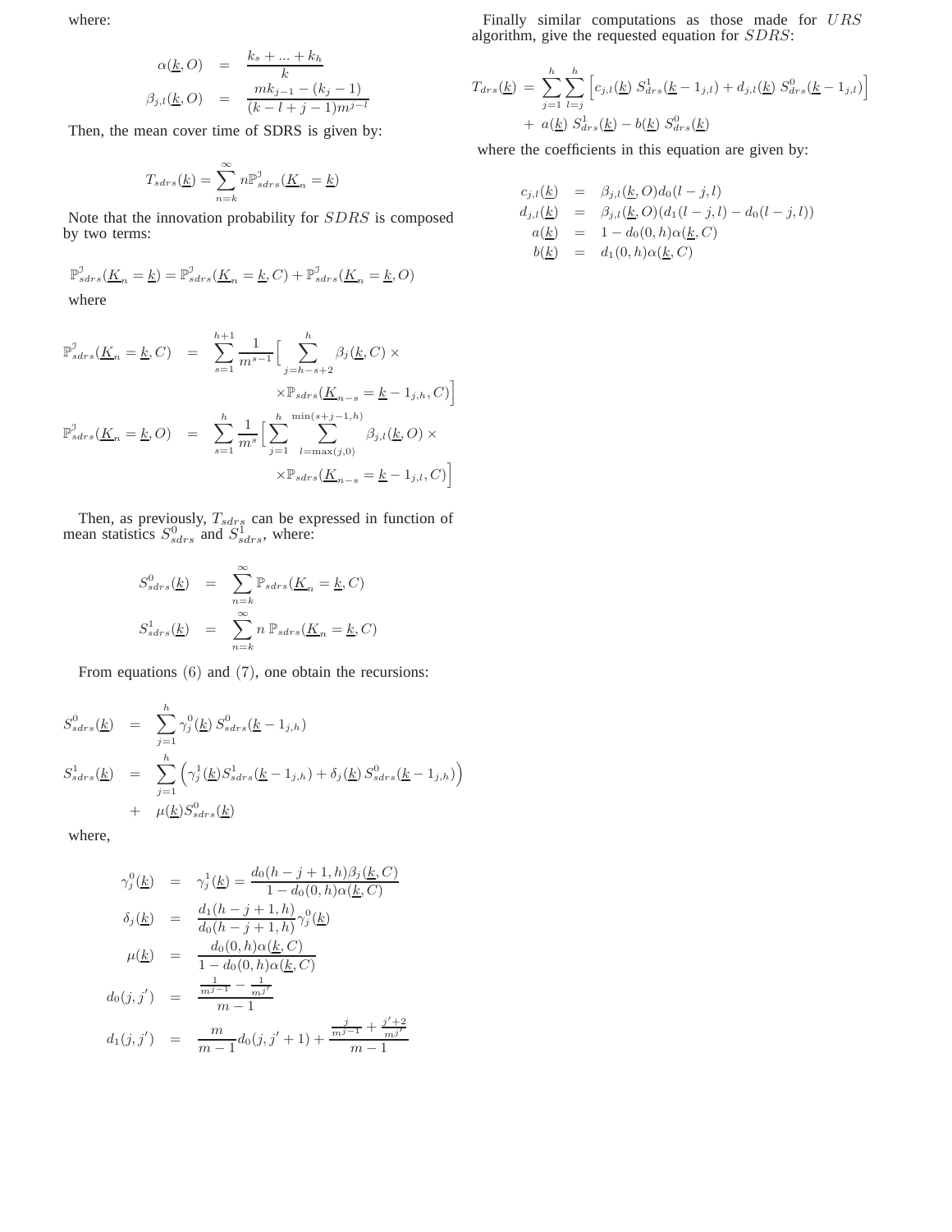where:

$$
\begin{aligned}
\alpha(\underline{k}, O) &= \frac{k_s + ... + k_h}{k} \\
\beta_{j,l}(\underline{k}, O) &= \frac{mk_{j-1} - (k_j - 1)}{(k - l + j - 1)m^{j-l}}
\end{aligned}
$$

Then, the mean cover time of SDRS is given by:

$$
T_{sdrs}(\underline{k}) = \sum_{n=k}^{\infty} n \mathbb{P}^{\mathfrak{I}}_{sdrs}(\underline{K}_n = \underline{k})
$$

Note that the innovation probability for $SDRS$ is composed by two terms:

$$
\mathbb{P}^{\mathfrak{I}}_{sdrs}(\underline{K}_n = \underline{k}) = \mathbb{P}^{\mathfrak{I}}_{sdrs}(\underline{K}_n = \underline{k}, C) + \mathbb{P}^{\mathfrak{I}}_{sdrs}(\underline{K}_n = \underline{k}, O)
$$

where

$$
\begin{aligned}
\mathbb{P}^{\mathfrak{I}}_{sdrs}(\underline{K}_n = \underline{k}, C) &= \sum_{s=1}^{h+1} \frac{1}{m^{s-1}} \Big[ \sum_{j=h-s+2}^{h} \beta_j(\underline{k}, C) \times \\
&\qquad \times \mathbb{P}_{sdrs}(\underline{K}_{n-s} = \underline{k} - 1_{j,h}, C) \Big] \\
\mathbb{P}^{\mathfrak{I}}_{sdrs}(\underline{K}_n = \underline{k}, O) &= \sum_{s=1}^{h} \frac{1}{m^s} \Big[ \sum_{j=1}^{h} \sum_{l=\max(j,0)}^{\min(s+j-1,h)} \beta_{j,l}(\underline{k}, O) \times \\
&\qquad \times \mathbb{P}_{sdrs}(\underline{K}_{n-s} = \underline{k} - 1_{j,l}, C) \Big]
\end{aligned}
$$

Then, as previously, $T_{sdrs}$ can be expressed in function of mean statistics $S^0_{sdrs}$ and $S^1_{sdrs}$, where:

$$
\begin{aligned}
S^0_{sdrs}(\underline{k}) &= \sum_{n=k}^{\infty} \mathbb{P}_{sdrs}(\underline{K}_n = \underline{k}, C) \\
S^1_{sdrs}(\underline{k}) &= \sum_{n=k}^{\infty} n \, \mathbb{P}_{sdrs}(\underline{K}_n = \underline{k}, C)
\end{aligned}
$$

From equations $(6)$ and $(7)$, one obtain the recursions:

$$
\begin{aligned}
S^0_{sdrs}(\underline{k}) &= \sum_{j=1}^{h} \gamma^0_j(\underline{k}) \, S^0_{sdrs}(\underline{k} - 1_{j,h}) \\
S^1_{sdrs}(\underline{k}) &= \sum_{j=1}^{h} \Big( \gamma^1_j(\underline{k}) S^1_{sdrs}(\underline{k} - 1_{j,h}) + \delta_j(\underline{k}) \, S^0_{sdrs}(\underline{k} - 1_{j,h}) \Big) \\
&+ \mu(\underline{k}) S^0_{sdrs}(\underline{k})
\end{aligned}
$$

where,

$$
\begin{aligned}
\gamma^0_j(\underline{k}) &= \gamma^1_j(\underline{k}) = \frac{d_0(h - j + 1, h)\beta_j(\underline{k}, C)}{1 - d_0(0, h)\alpha(\underline{k}, C)} \\
\delta_j(\underline{k}) &= \frac{d_1(h - j + 1, h)}{d_0(h - j + 1, h)} \gamma^0_j(\underline{k}) \\
\mu(\underline{k}) &= \frac{d_0(0, h)\alpha(\underline{k}, C)}{1 - d_0(0, h)\alpha(\underline{k}, C)} \\
d_0(j, j') &= \frac{\frac{1}{m^{j-1}} - \frac{1}{m^{j'}}}{m - 1} \\
d_1(j, j') &= \frac{m}{m - 1} d_0(j, j' + 1) + \frac{\frac{j}{m^{j-1}} + \frac{j'+2}{m^{j'}}}{m - 1}
\end{aligned}
$$

Finally similar computations as those made for $URS$ algorithm, give the requested equation for $SDRS$:

$$
\begin{aligned}
T_{drs}(\underline{k}) &= \sum_{j=1}^{h} \sum_{l=j}^{h} \Big[ c_{j,l}(\underline{k}) \, S^1_{drs}(\underline{k} - 1_{j,l}) + d_{j,l}(\underline{k}) \, S^0_{drs}(\underline{k} - 1_{j,l}) \Big] \\
&+ a(\underline{k}) \, S^1_{drs}(\underline{k}) - b(\underline{k}) \, S^0_{drs}(\underline{k})
\end{aligned}
$$

where the coefficients in this equation are given by:

$$
\begin{aligned}
c_{j,l}(\underline{k}) &= \beta_{j,l}(\underline{k}, O) d_0(l - j, l) \\
d_{j,l}(\underline{k}) &= \beta_{j,l}(\underline{k}, O)(d_1(l - j, l) - d_0(l - j, l)) \\
a(\underline{k}) &= 1 - d_0(0, h)\alpha(\underline{k}, C) \\
b(\underline{k}) &= d_1(0, h)\alpha(\underline{k}, C)
\end{aligned}
$$